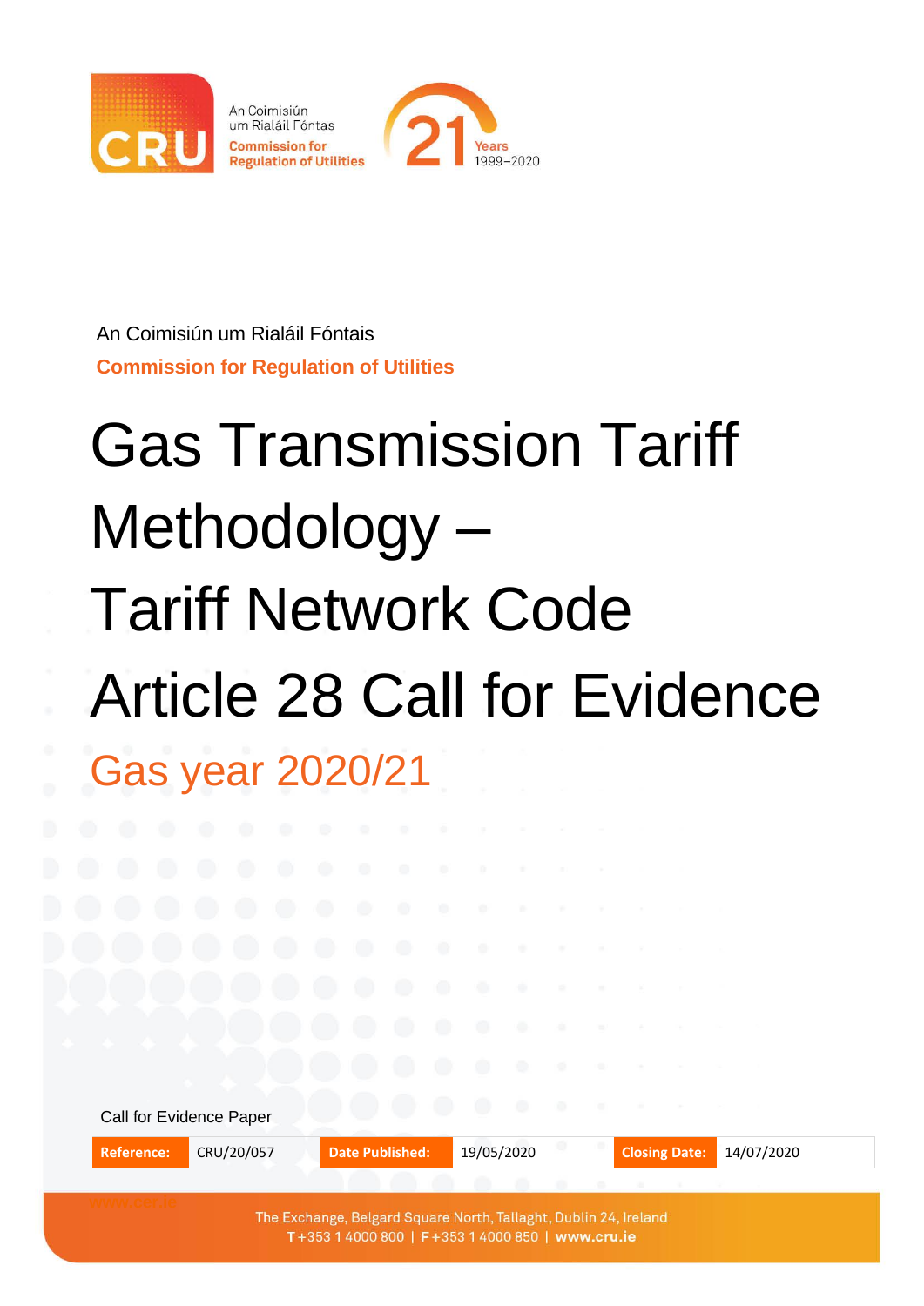An Coimisiún um Rialáil Fóntais

**Commission for Regulation of Utilities**

# Gas Transmission Tariff Methodology – Tariff Network Code Article 28 Call for Evidence

## Gas year 2020/21

Call for Evidence Paper

| Reference: | CRU/20/057 | Date Published: | 19/05/2020 | Closing Date: | 14/07/2020 |
|---|---|---|---|---|---|

The Exchange, Belgard Square North, Tallaght, Dublin 24, Ireland
T +353 1 4000 800 | F +353 1 4000 850 | www.cru.ie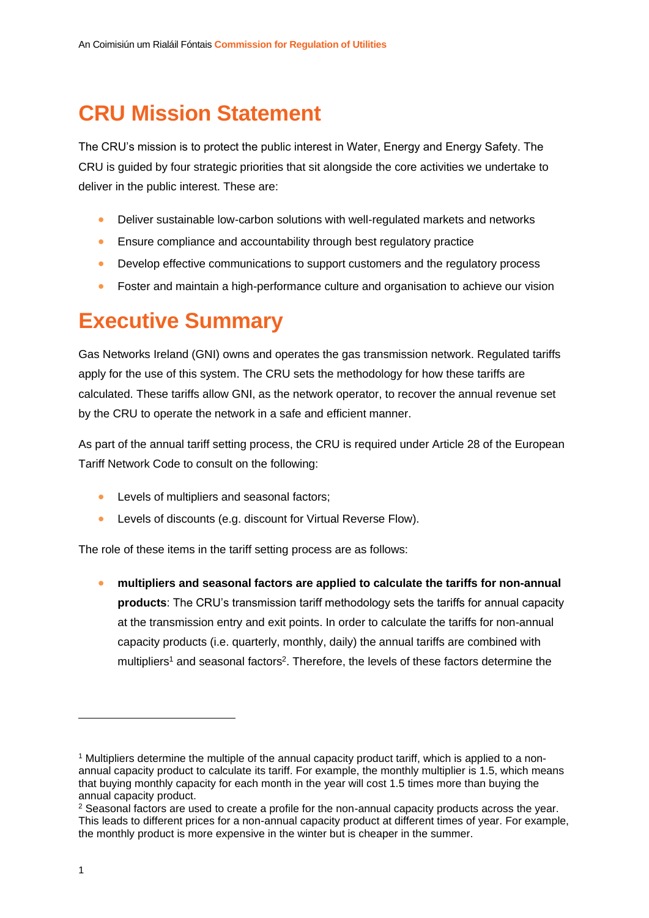# CRU Mission Statement

The CRU's mission is to protect the public interest in Water, Energy and Energy Safety. The CRU is guided by four strategic priorities that sit alongside the core activities we undertake to deliver in the public interest. These are:

- Deliver sustainable low-carbon solutions with well-regulated markets and networks
- Ensure compliance and accountability through best regulatory practice
- Develop effective communications to support customers and the regulatory process
- Foster and maintain a high-performance culture and organisation to achieve our vision

# Executive Summary

Gas Networks Ireland (GNI) owns and operates the gas transmission network. Regulated tariffs apply for the use of this system. The CRU sets the methodology for how these tariffs are calculated. These tariffs allow GNI, as the network operator, to recover the annual revenue set by the CRU to operate the network in a safe and efficient manner.

As part of the annual tariff setting process, the CRU is required under Article 28 of the European Tariff Network Code to consult on the following:

- Levels of multipliers and seasonal factors;
- Levels of discounts (e.g. discount for Virtual Reverse Flow).

The role of these items in the tariff setting process are as follows:

- **multipliers and seasonal factors are applied to calculate the tariffs for non-annual products**: The CRU's transmission tariff methodology sets the tariffs for annual capacity at the transmission entry and exit points. In order to calculate the tariffs for non-annual capacity products (i.e. quarterly, monthly, daily) the annual tariffs are combined with multipliers[1] and seasonal factors[2]. Therefore, the levels of these factors determine the

[1] Multipliers determine the multiple of the annual capacity product tariff, which is applied to a non-annual capacity product to calculate its tariff. For example, the monthly multiplier is 1.5, which means that buying monthly capacity for each month in the year will cost 1.5 times more than buying the annual capacity product.

[2] Seasonal factors are used to create a profile for the non-annual capacity products across the year. This leads to different prices for a non-annual capacity product at different times of year. For example, the monthly product is more expensive in the winter but is cheaper in the summer.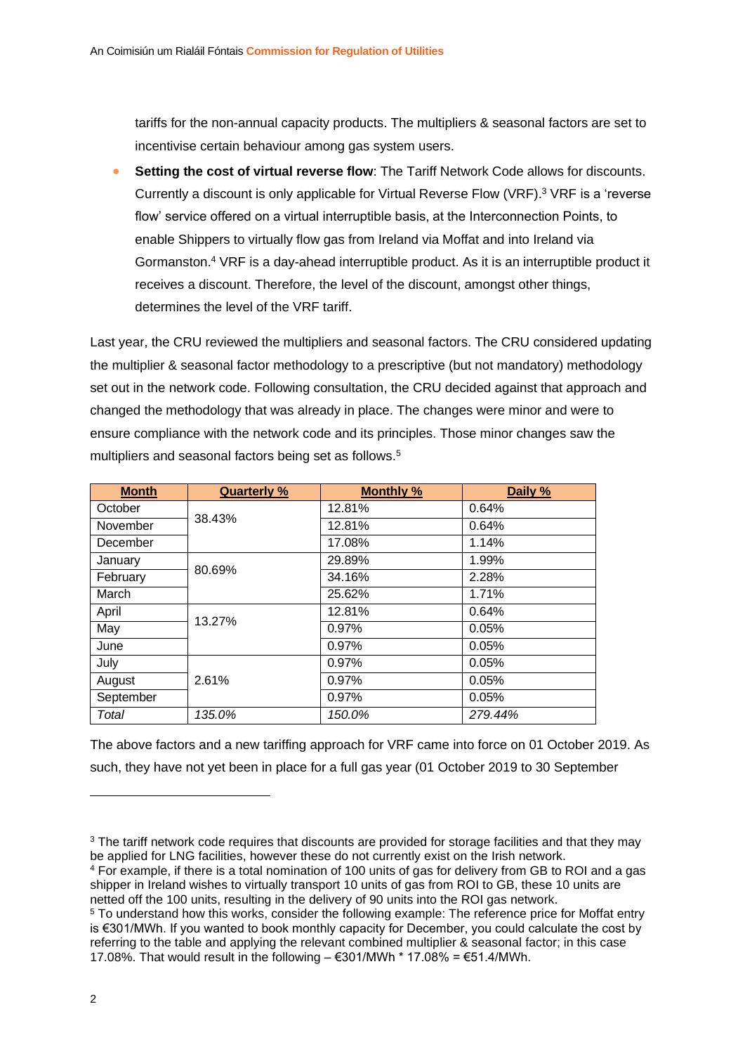tariffs for the non-annual capacity products. The multipliers & seasonal factors are set to incentivise certain behaviour among gas system users.

- **Setting the cost of virtual reverse flow**: The Tariff Network Code allows for discounts. Currently a discount is only applicable for Virtual Reverse Flow (VRF).[3] VRF is a 'reverse flow' service offered on a virtual interruptible basis, at the Interconnection Points, to enable Shippers to virtually flow gas from Ireland via Moffat and into Ireland via Gormanston.[4] VRF is a day-ahead interruptible product. As it is an interruptible product it receives a discount. Therefore, the level of the discount, amongst other things, determines the level of the VRF tariff.

Last year, the CRU reviewed the multipliers and seasonal factors. The CRU considered updating the multiplier & seasonal factor methodology to a prescriptive (but not mandatory) methodology set out in the network code. Following consultation, the CRU decided against that approach and changed the methodology that was already in place. The changes were minor and were to ensure compliance with the network code and its principles. Those minor changes saw the multipliers and seasonal factors being set as follows.[5]

| Month | Quarterly % | Monthly % | Daily % |
|---|---|---|---|
| October | 38.43% | 12.81% | 0.64% |
| November | | 12.81% | 0.64% |
| December | | 17.08% | 1.14% |
| January | 80.69% | 29.89% | 1.99% |
| February | | 34.16% | 2.28% |
| March | | 25.62% | 1.71% |
| April | 13.27% | 12.81% | 0.64% |
| May | | 0.97% | 0.05% |
| June | | 0.97% | 0.05% |
| July | 2.61% | 0.97% | 0.05% |
| August | | 0.97% | 0.05% |
| September | | 0.97% | 0.05% |
| *Total* | *135.0%* | *150.0%* | *279.44%* |

The above factors and a new tariffing approach for VRF came into force on 01 October 2019. As such, they have not yet been in place for a full gas year (01 October 2019 to 30 September

---

[3] The tariff network code requires that discounts are provided for storage facilities and that they may be applied for LNG facilities, however these do not currently exist on the Irish network.

[4] For example, if there is a total nomination of 100 units of gas for delivery from GB to ROI and a gas shipper in Ireland wishes to virtually transport 10 units of gas from ROI to GB, these 10 units are netted off the 100 units, resulting in the delivery of 90 units into the ROI gas network.

[5] To understand how this works, consider the following example: The reference price for Moffat entry is €301/MWh. If you wanted to book monthly capacity for December, you could calculate the cost by referring to the table and applying the relevant combined multiplier & seasonal factor; in this case 17.08%. That would result in the following – €301/MWh * 17.08% = €51.4/MWh.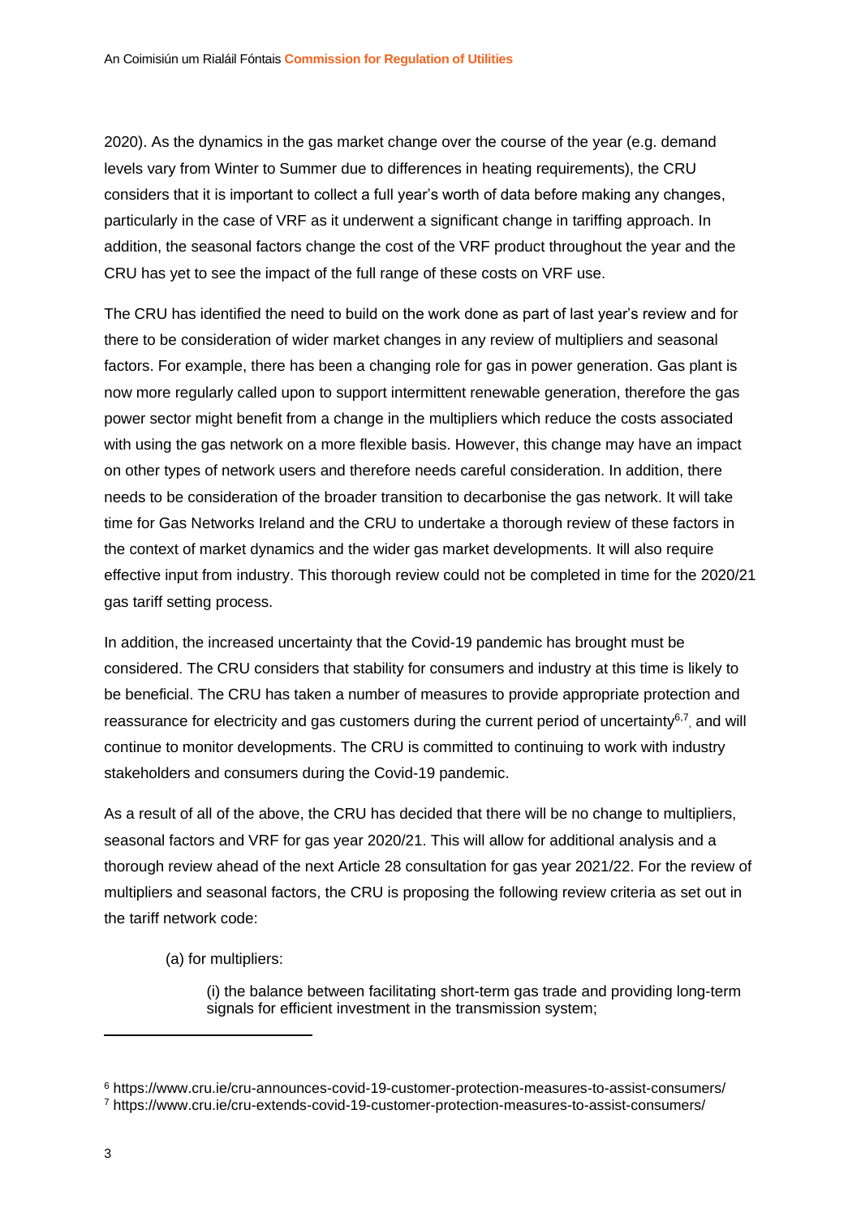2020). As the dynamics in the gas market change over the course of the year (e.g. demand levels vary from Winter to Summer due to differences in heating requirements), the CRU considers that it is important to collect a full year's worth of data before making any changes, particularly in the case of VRF as it underwent a significant change in tariffing approach. In addition, the seasonal factors change the cost of the VRF product throughout the year and the CRU has yet to see the impact of the full range of these costs on VRF use.

The CRU has identified the need to build on the work done as part of last year's review and for there to be consideration of wider market changes in any review of multipliers and seasonal factors. For example, there has been a changing role for gas in power generation. Gas plant is now more regularly called upon to support intermittent renewable generation, therefore the gas power sector might benefit from a change in the multipliers which reduce the costs associated with using the gas network on a more flexible basis. However, this change may have an impact on other types of network users and therefore needs careful consideration. In addition, there needs to be consideration of the broader transition to decarbonise the gas network. It will take time for Gas Networks Ireland and the CRU to undertake a thorough review of these factors in the context of market dynamics and the wider gas market developments. It will also require effective input from industry. This thorough review could not be completed in time for the 2020/21 gas tariff setting process.

In addition, the increased uncertainty that the Covid-19 pandemic has brought must be considered. The CRU considers that stability for consumers and industry at this time is likely to be beneficial. The CRU has taken a number of measures to provide appropriate protection and reassurance for electricity and gas customers during the current period of uncertainty[6,7], and will continue to monitor developments. The CRU is committed to continuing to work with industry stakeholders and consumers during the Covid-19 pandemic.

As a result of all of the above, the CRU has decided that there will be no change to multipliers, seasonal factors and VRF for gas year 2020/21. This will allow for additional analysis and a thorough review ahead of the next Article 28 consultation for gas year 2021/22. For the review of multipliers and seasonal factors, the CRU is proposing the following review criteria as set out in the tariff network code:

(a) for multipliers:

(i) the balance between facilitating short-term gas trade and providing long-term signals for efficient investment in the transmission system;

[6] https://www.cru.ie/cru-announces-covid-19-customer-protection-measures-to-assist-consumers/

[7] https://www.cru.ie/cru-extends-covid-19-customer-protection-measures-to-assist-consumers/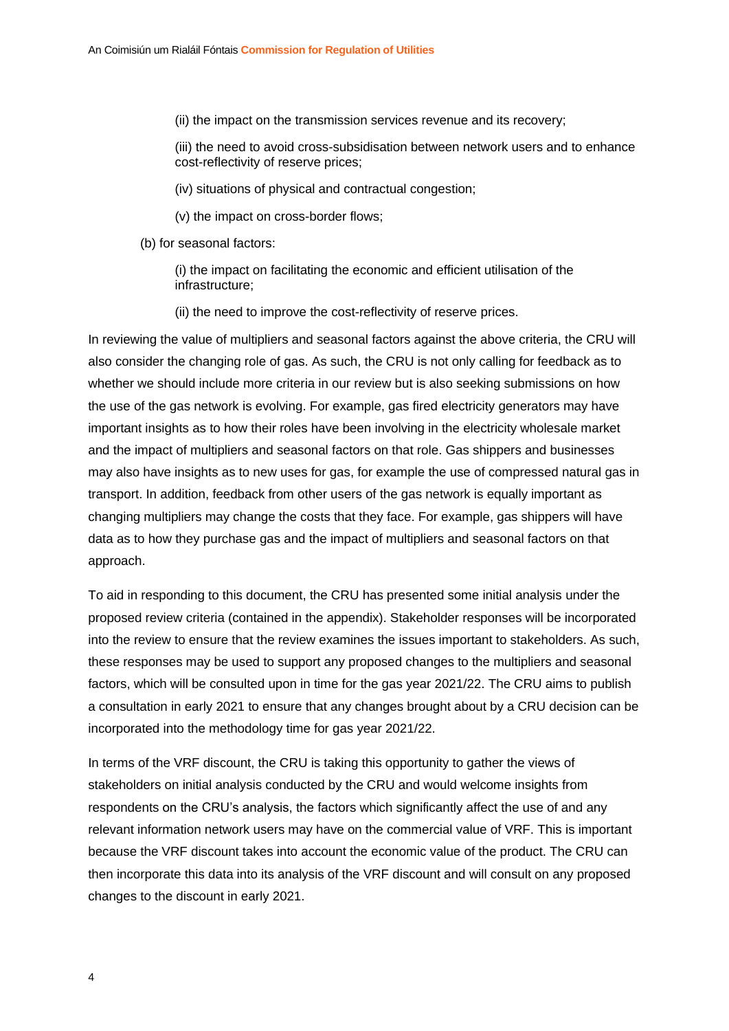(ii) the impact on the transmission services revenue and its recovery;

(iii) the need to avoid cross-subsidisation between network users and to enhance cost-reflectivity of reserve prices;

(iv) situations of physical and contractual congestion;

(v) the impact on cross-border flows;

(b) for seasonal factors:

(i) the impact on facilitating the economic and efficient utilisation of the infrastructure;

(ii) the need to improve the cost-reflectivity of reserve prices.

In reviewing the value of multipliers and seasonal factors against the above criteria, the CRU will also consider the changing role of gas. As such, the CRU is not only calling for feedback as to whether we should include more criteria in our review but is also seeking submissions on how the use of the gas network is evolving. For example, gas fired electricity generators may have important insights as to how their roles have been involving in the electricity wholesale market and the impact of multipliers and seasonal factors on that role. Gas shippers and businesses may also have insights as to new uses for gas, for example the use of compressed natural gas in transport. In addition, feedback from other users of the gas network is equally important as changing multipliers may change the costs that they face. For example, gas shippers will have data as to how they purchase gas and the impact of multipliers and seasonal factors on that approach.

To aid in responding to this document, the CRU has presented some initial analysis under the proposed review criteria (contained in the appendix). Stakeholder responses will be incorporated into the review to ensure that the review examines the issues important to stakeholders. As such, these responses may be used to support any proposed changes to the multipliers and seasonal factors, which will be consulted upon in time for the gas year 2021/22. The CRU aims to publish a consultation in early 2021 to ensure that any changes brought about by a CRU decision can be incorporated into the methodology time for gas year 2021/22.

In terms of the VRF discount, the CRU is taking this opportunity to gather the views of stakeholders on initial analysis conducted by the CRU and would welcome insights from respondents on the CRU's analysis, the factors which significantly affect the use of and any relevant information network users may have on the commercial value of VRF. This is important because the VRF discount takes into account the economic value of the product. The CRU can then incorporate this data into its analysis of the VRF discount and will consult on any proposed changes to the discount in early 2021.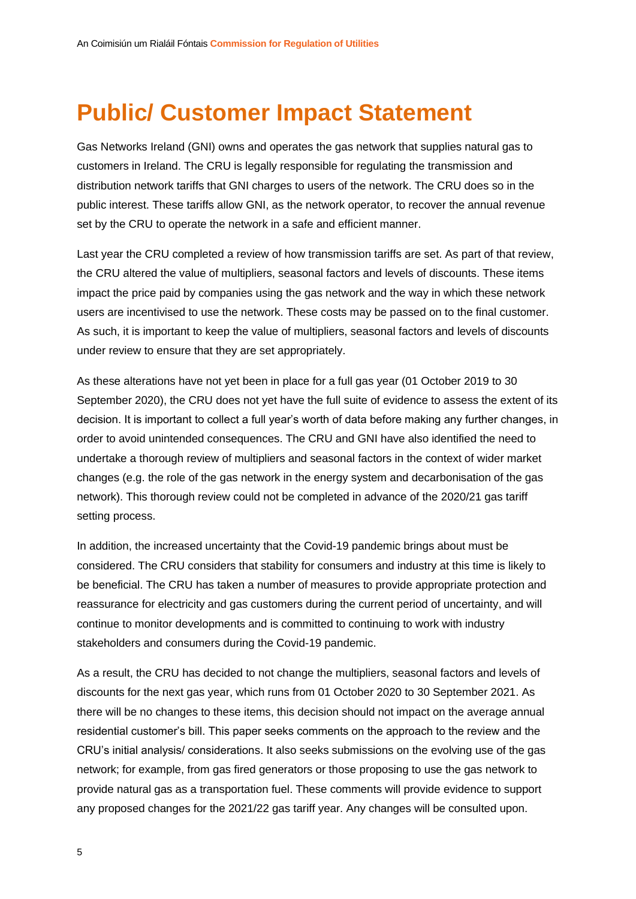# Public/ Customer Impact Statement

Gas Networks Ireland (GNI) owns and operates the gas network that supplies natural gas to customers in Ireland. The CRU is legally responsible for regulating the transmission and distribution network tariffs that GNI charges to users of the network. The CRU does so in the public interest. These tariffs allow GNI, as the network operator, to recover the annual revenue set by the CRU to operate the network in a safe and efficient manner.

Last year the CRU completed a review of how transmission tariffs are set. As part of that review, the CRU altered the value of multipliers, seasonal factors and levels of discounts. These items impact the price paid by companies using the gas network and the way in which these network users are incentivised to use the network. These costs may be passed on to the final customer. As such, it is important to keep the value of multipliers, seasonal factors and levels of discounts under review to ensure that they are set appropriately.

As these alterations have not yet been in place for a full gas year (01 October 2019 to 30 September 2020), the CRU does not yet have the full suite of evidence to assess the extent of its decision. It is important to collect a full year's worth of data before making any further changes, in order to avoid unintended consequences. The CRU and GNI have also identified the need to undertake a thorough review of multipliers and seasonal factors in the context of wider market changes (e.g. the role of the gas network in the energy system and decarbonisation of the gas network). This thorough review could not be completed in advance of the 2020/21 gas tariff setting process.

In addition, the increased uncertainty that the Covid-19 pandemic brings about must be considered. The CRU considers that stability for consumers and industry at this time is likely to be beneficial. The CRU has taken a number of measures to provide appropriate protection and reassurance for electricity and gas customers during the current period of uncertainty, and will continue to monitor developments and is committed to continuing to work with industry stakeholders and consumers during the Covid-19 pandemic.

As a result, the CRU has decided to not change the multipliers, seasonal factors and levels of discounts for the next gas year, which runs from 01 October 2020 to 30 September 2021. As there will be no changes to these items, this decision should not impact on the average annual residential customer's bill. This paper seeks comments on the approach to the review and the CRU's initial analysis/ considerations. It also seeks submissions on the evolving use of the gas network; for example, from gas fired generators or those proposing to use the gas network to provide natural gas as a transportation fuel. These comments will provide evidence to support any proposed changes for the 2021/22 gas tariff year. Any changes will be consulted upon.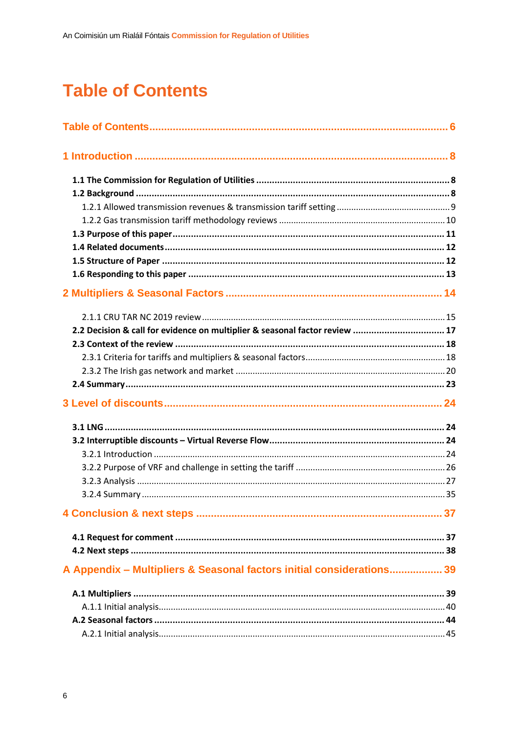# Table of Contents

Table of Contents .......... 6

1 Introduction .......... 8

- **1.1 The Commission for Regulation of Utilities** .......... 8
- **1.2 Background** .......... 8
  - 1.2.1 Allowed transmission revenues & transmission tariff setting .......... 9
  - 1.2.2 Gas transmission tariff methodology reviews .......... 10
- **1.3 Purpose of this paper** .......... 11
- **1.4 Related documents** .......... 12
- **1.5 Structure of Paper** .......... 12
- **1.6 Responding to this paper** .......... 13

2 Multipliers & Seasonal Factors .......... 14

- 2.1.1 CRU TAR NC 2019 review .......... 15
- **2.2 Decision & call for evidence on multiplier & seasonal factor review** .......... 17
- **2.3 Context of the review** .......... 18
  - 2.3.1 Criteria for tariffs and multipliers & seasonal factors .......... 18
  - 2.3.2 The Irish gas network and market .......... 20
- **2.4 Summary** .......... 23

3 Level of discounts .......... 24

- **3.1 LNG** .......... 24
- **3.2 Interruptible discounts – Virtual Reverse Flow** .......... 24
  - 3.2.1 Introduction .......... 24
  - 3.2.2 Purpose of VRF and challenge in setting the tariff .......... 26
  - 3.2.3 Analysis .......... 27
  - 3.2.4 Summary .......... 35

4 Conclusion & next steps .......... 37

- **4.1 Request for comment** .......... 37
- **4.2 Next steps** .......... 38

A Appendix – Multipliers & Seasonal factors initial considerations .......... 39

- **A.1 Multipliers** .......... 39
  - A.1.1 Initial analysis .......... 40
- **A.2 Seasonal factors** .......... 44
  - A.2.1 Initial analysis .......... 45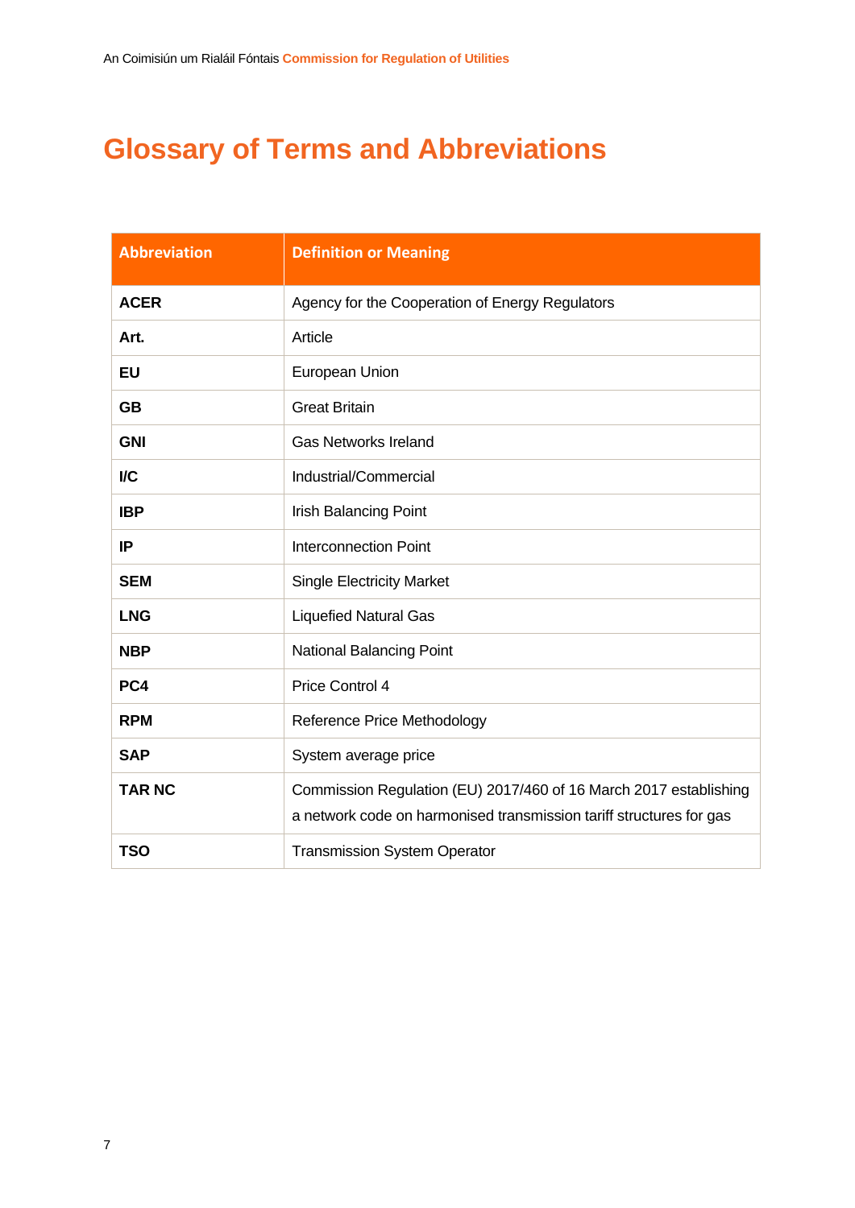# Glossary of Terms and Abbreviations

| Abbreviation | Definition or Meaning |
|---|---|
| **ACER** | Agency for the Cooperation of Energy Regulators |
| **Art.** | Article |
| **EU** | European Union |
| **GB** | Great Britain |
| **GNI** | Gas Networks Ireland |
| **I/C** | Industrial/Commercial |
| **IBP** | Irish Balancing Point |
| **IP** | Interconnection Point |
| **SEM** | Single Electricity Market |
| **LNG** | Liquefied Natural Gas |
| **NBP** | National Balancing Point |
| **PC4** | Price Control 4 |
| **RPM** | Reference Price Methodology |
| **SAP** | System average price |
| **TAR NC** | Commission Regulation (EU) 2017/460 of 16 March 2017 establishing a network code on harmonised transmission tariff structures for gas |
| **TSO** | Transmission System Operator |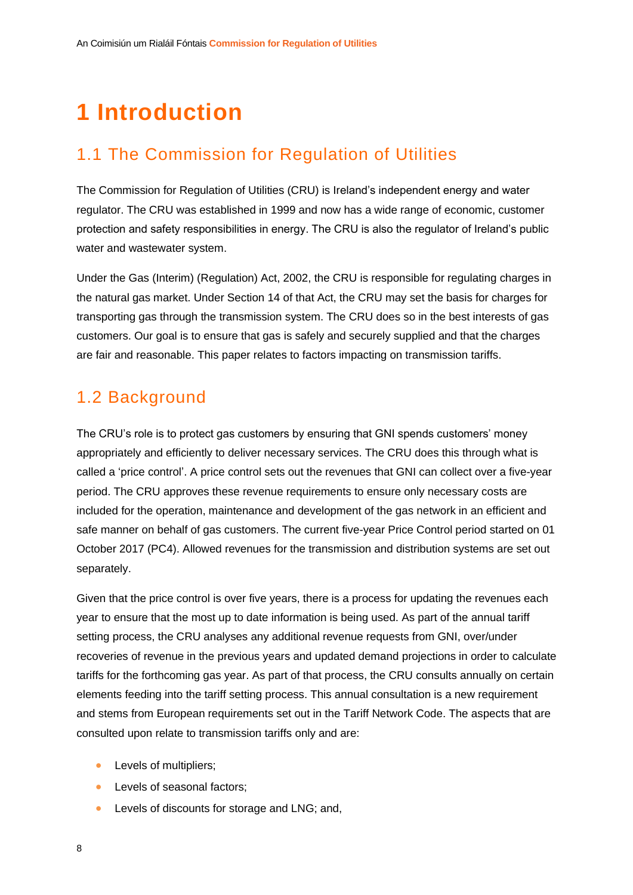# 1 Introduction

## 1.1 The Commission for Regulation of Utilities

The Commission for Regulation of Utilities (CRU) is Ireland's independent energy and water regulator. The CRU was established in 1999 and now has a wide range of economic, customer protection and safety responsibilities in energy. The CRU is also the regulator of Ireland's public water and wastewater system.

Under the Gas (Interim) (Regulation) Act, 2002, the CRU is responsible for regulating charges in the natural gas market. Under Section 14 of that Act, the CRU may set the basis for charges for transporting gas through the transmission system. The CRU does so in the best interests of gas customers. Our goal is to ensure that gas is safely and securely supplied and that the charges are fair and reasonable. This paper relates to factors impacting on transmission tariffs.

## 1.2 Background

The CRU's role is to protect gas customers by ensuring that GNI spends customers' money appropriately and efficiently to deliver necessary services. The CRU does this through what is called a 'price control'. A price control sets out the revenues that GNI can collect over a five-year period. The CRU approves these revenue requirements to ensure only necessary costs are included for the operation, maintenance and development of the gas network in an efficient and safe manner on behalf of gas customers. The current five-year Price Control period started on 01 October 2017 (PC4). Allowed revenues for the transmission and distribution systems are set out separately.

Given that the price control is over five years, there is a process for updating the revenues each year to ensure that the most up to date information is being used. As part of the annual tariff setting process, the CRU analyses any additional revenue requests from GNI, over/under recoveries of revenue in the previous years and updated demand projections in order to calculate tariffs for the forthcoming gas year. As part of that process, the CRU consults annually on certain elements feeding into the tariff setting process. This annual consultation is a new requirement and stems from European requirements set out in the Tariff Network Code. The aspects that are consulted upon relate to transmission tariffs only and are:

- Levels of multipliers;
- Levels of seasonal factors;
- Levels of discounts for storage and LNG; and,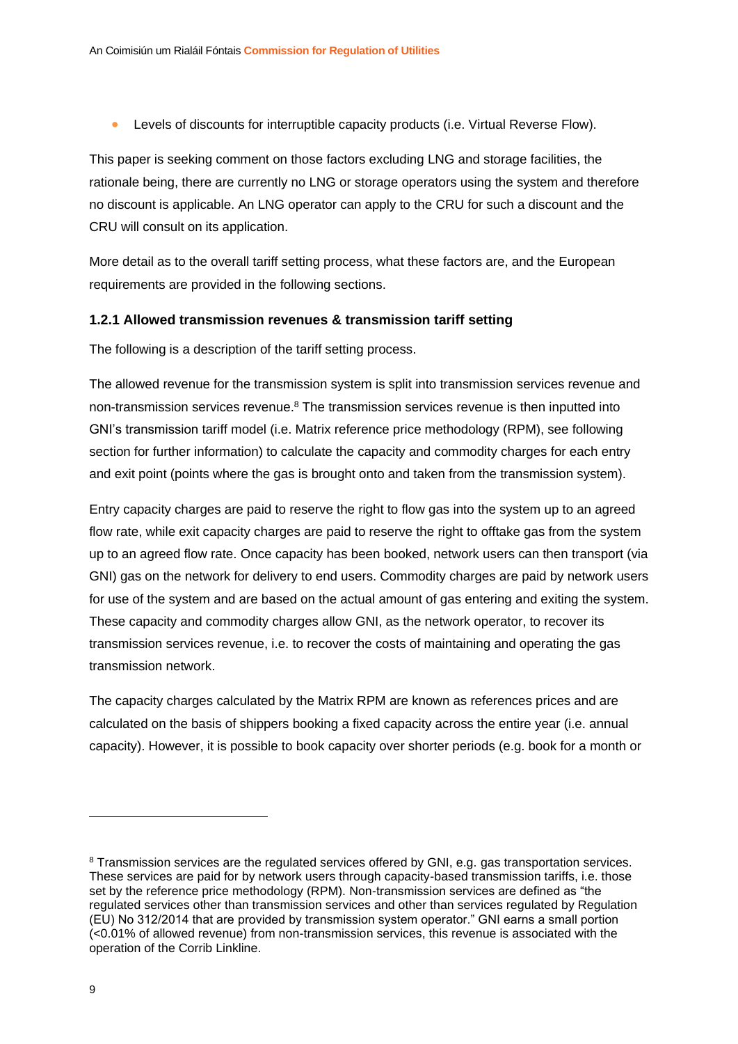- Levels of discounts for interruptible capacity products (i.e. Virtual Reverse Flow).

This paper is seeking comment on those factors excluding LNG and storage facilities, the rationale being, there are currently no LNG or storage operators using the system and therefore no discount is applicable. An LNG operator can apply to the CRU for such a discount and the CRU will consult on its application.

More detail as to the overall tariff setting process, what these factors are, and the European requirements are provided in the following sections.

### 1.2.1 Allowed transmission revenues & transmission tariff setting

The following is a description of the tariff setting process.

The allowed revenue for the transmission system is split into transmission services revenue and non-transmission services revenue.[8] The transmission services revenue is then inputted into GNI's transmission tariff model (i.e. Matrix reference price methodology (RPM), see following section for further information) to calculate the capacity and commodity charges for each entry and exit point (points where the gas is brought onto and taken from the transmission system).

Entry capacity charges are paid to reserve the right to flow gas into the system up to an agreed flow rate, while exit capacity charges are paid to reserve the right to offtake gas from the system up to an agreed flow rate. Once capacity has been booked, network users can then transport (via GNI) gas on the network for delivery to end users. Commodity charges are paid by network users for use of the system and are based on the actual amount of gas entering and exiting the system. These capacity and commodity charges allow GNI, as the network operator, to recover its transmission services revenue, i.e. to recover the costs of maintaining and operating the gas transmission network.

The capacity charges calculated by the Matrix RPM are known as references prices and are calculated on the basis of shippers booking a fixed capacity across the entire year (i.e. annual capacity). However, it is possible to book capacity over shorter periods (e.g. book for a month or

---

[8] Transmission services are the regulated services offered by GNI, e.g. gas transportation services. These services are paid for by network users through capacity-based transmission tariffs, i.e. those set by the reference price methodology (RPM). Non-transmission services are defined as "the regulated services other than transmission services and other than services regulated by Regulation (EU) No 312/2014 that are provided by transmission system operator." GNI earns a small portion (<0.01% of allowed revenue) from non-transmission services, this revenue is associated with the operation of the Corrib Linkline.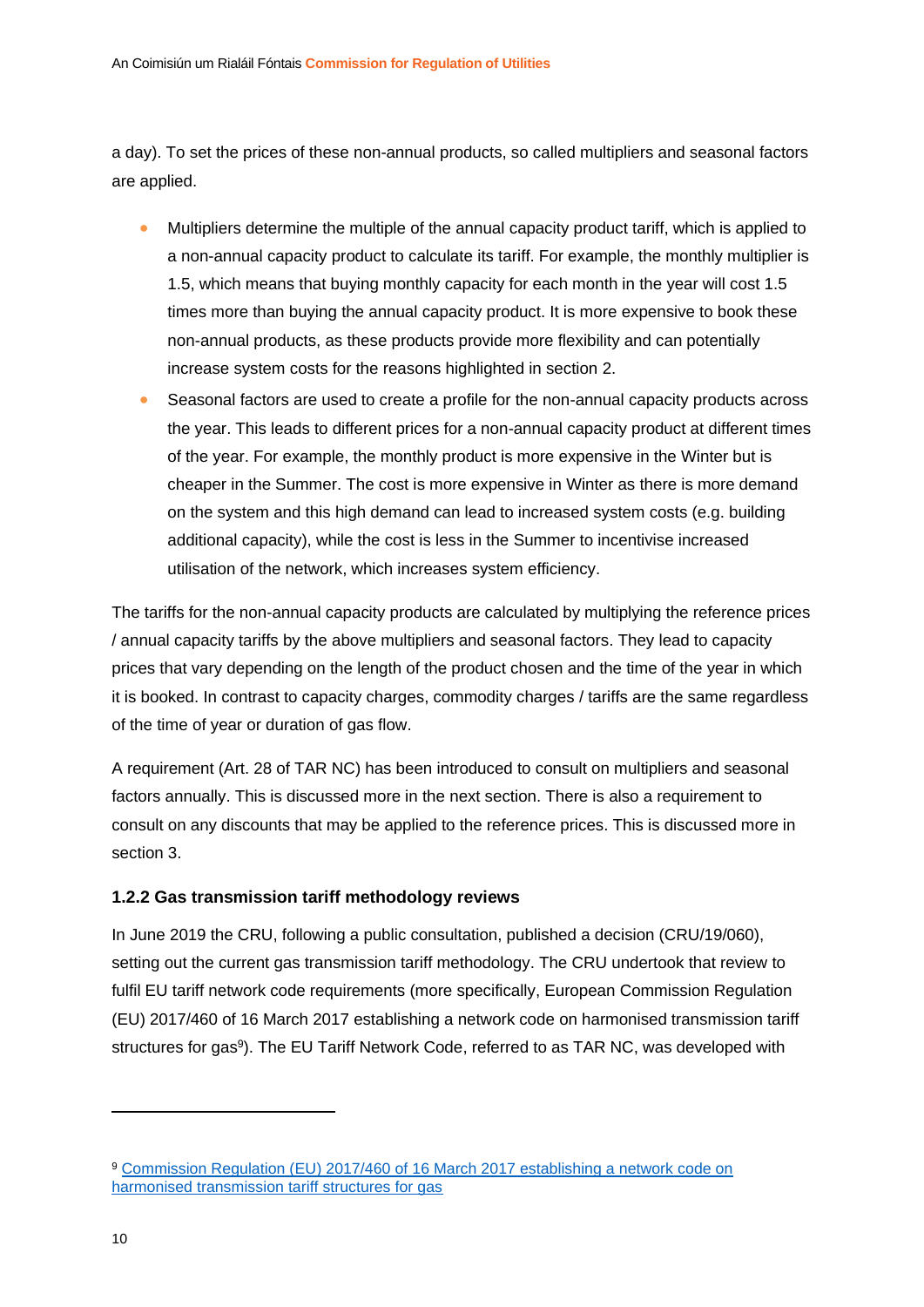a day). To set the prices of these non-annual products, so called multipliers and seasonal factors are applied.

- Multipliers determine the multiple of the annual capacity product tariff, which is applied to a non-annual capacity product to calculate its tariff. For example, the monthly multiplier is 1.5, which means that buying monthly capacity for each month in the year will cost 1.5 times more than buying the annual capacity product. It is more expensive to book these non-annual products, as these products provide more flexibility and can potentially increase system costs for the reasons highlighted in section 2.
- Seasonal factors are used to create a profile for the non-annual capacity products across the year. This leads to different prices for a non-annual capacity product at different times of the year. For example, the monthly product is more expensive in the Winter but is cheaper in the Summer. The cost is more expensive in Winter as there is more demand on the system and this high demand can lead to increased system costs (e.g. building additional capacity), while the cost is less in the Summer to incentivise increased utilisation of the network, which increases system efficiency.

The tariffs for the non-annual capacity products are calculated by multiplying the reference prices / annual capacity tariffs by the above multipliers and seasonal factors. They lead to capacity prices that vary depending on the length of the product chosen and the time of the year in which it is booked. In contrast to capacity charges, commodity charges / tariffs are the same regardless of the time of year or duration of gas flow.

A requirement (Art. 28 of TAR NC) has been introduced to consult on multipliers and seasonal factors annually. This is discussed more in the next section. There is also a requirement to consult on any discounts that may be applied to the reference prices. This is discussed more in section 3.

### 1.2.2 Gas transmission tariff methodology reviews

In June 2019 the CRU, following a public consultation, published a decision (CRU/19/060), setting out the current gas transmission tariff methodology. The CRU undertook that review to fulfil EU tariff network code requirements (more specifically, European Commission Regulation (EU) 2017/460 of 16 March 2017 establishing a network code on harmonised transmission tariff structures for gas[9]). The EU Tariff Network Code, referred to as TAR NC, was developed with

---

[9] Commission Regulation (EU) 2017/460 of 16 March 2017 establishing a network code on harmonised transmission tariff structures for gas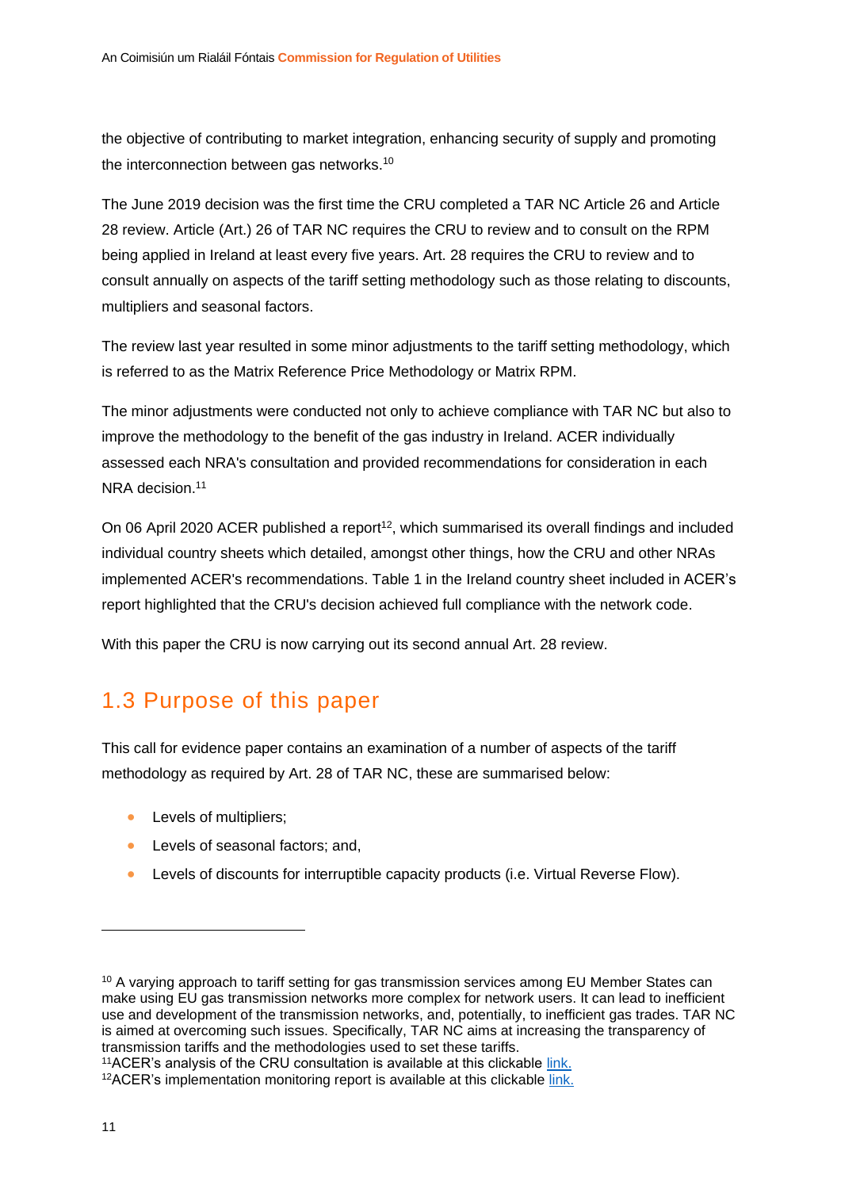the objective of contributing to market integration, enhancing security of supply and promoting the interconnection between gas networks.[10]

The June 2019 decision was the first time the CRU completed a TAR NC Article 26 and Article 28 review. Article (Art.) 26 of TAR NC requires the CRU to review and to consult on the RPM being applied in Ireland at least every five years. Art. 28 requires the CRU to review and to consult annually on aspects of the tariff setting methodology such as those relating to discounts, multipliers and seasonal factors.

The review last year resulted in some minor adjustments to the tariff setting methodology, which is referred to as the Matrix Reference Price Methodology or Matrix RPM.

The minor adjustments were conducted not only to achieve compliance with TAR NC but also to improve the methodology to the benefit of the gas industry in Ireland. ACER individually assessed each NRA's consultation and provided recommendations for consideration in each NRA decision.[11]

On 06 April 2020 ACER published a report[12], which summarised its overall findings and included individual country sheets which detailed, amongst other things, how the CRU and other NRAs implemented ACER's recommendations. Table 1 in the Ireland country sheet included in ACER's report highlighted that the CRU's decision achieved full compliance with the network code.

With this paper the CRU is now carrying out its second annual Art. 28 review.

## 1.3 Purpose of this paper

This call for evidence paper contains an examination of a number of aspects of the tariff methodology as required by Art. 28 of TAR NC, these are summarised below:

- Levels of multipliers;
- Levels of seasonal factors; and,
- Levels of discounts for interruptible capacity products (i.e. Virtual Reverse Flow).

---

[10] A varying approach to tariff setting for gas transmission services among EU Member States can make using EU gas transmission networks more complex for network users. It can lead to inefficient use and development of the transmission networks, and, potentially, to inefficient gas trades. TAR NC is aimed at overcoming such issues. Specifically, TAR NC aims at increasing the transparency of transmission tariffs and the methodologies used to set these tariffs.

[11] ACER's analysis of the CRU consultation is available at this clickable link.

[12] ACER's implementation monitoring report is available at this clickable link.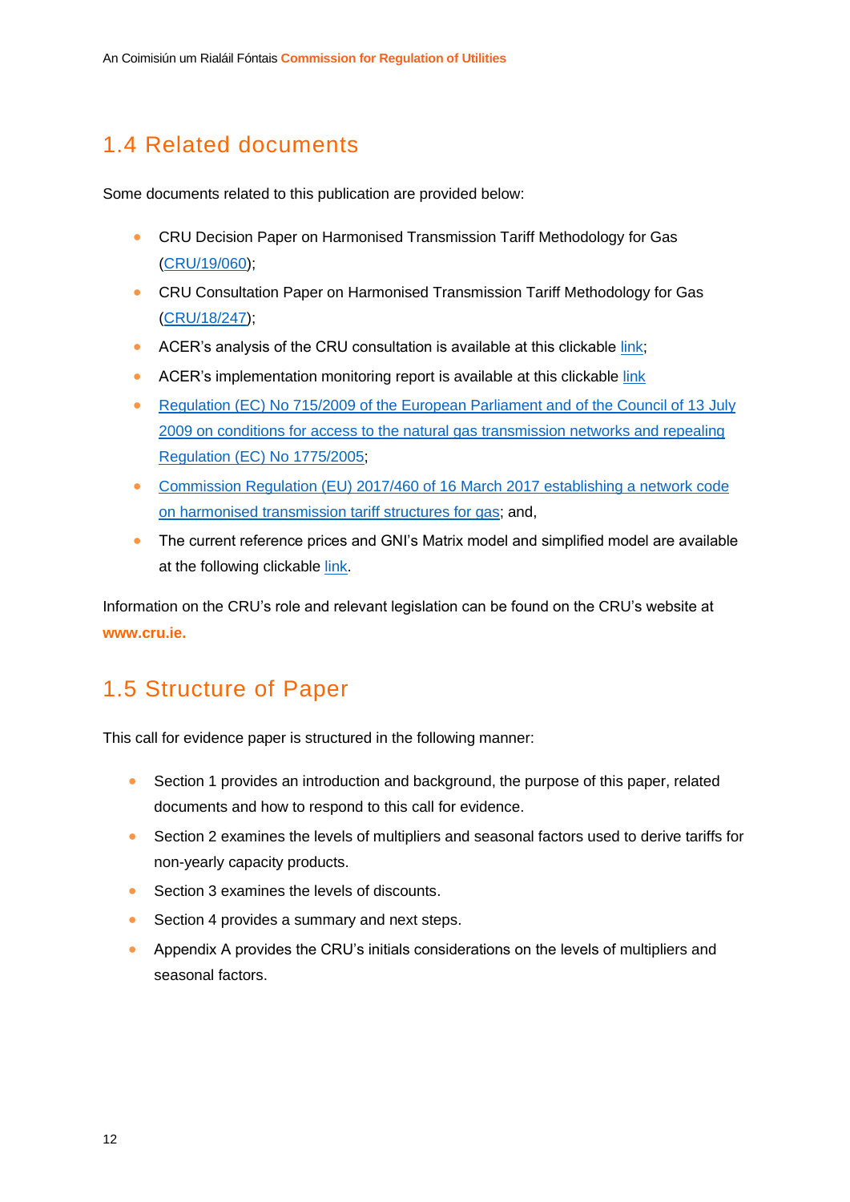## 1.4 Related documents

Some documents related to this publication are provided below:

- CRU Decision Paper on Harmonised Transmission Tariff Methodology for Gas (CRU/19/060);
- CRU Consultation Paper on Harmonised Transmission Tariff Methodology for Gas (CRU/18/247);
- ACER's analysis of the CRU consultation is available at this clickable link;
- ACER's implementation monitoring report is available at this clickable link
- Regulation (EC) No 715/2009 of the European Parliament and of the Council of 13 July 2009 on conditions for access to the natural gas transmission networks and repealing Regulation (EC) No 1775/2005;
- Commission Regulation (EU) 2017/460 of 16 March 2017 establishing a network code on harmonised transmission tariff structures for gas; and,
- The current reference prices and GNI's Matrix model and simplified model are available at the following clickable link.

Information on the CRU's role and relevant legislation can be found on the CRU's website at **www.cru.ie.**

## 1.5 Structure of Paper

This call for evidence paper is structured in the following manner:

- Section 1 provides an introduction and background, the purpose of this paper, related documents and how to respond to this call for evidence.
- Section 2 examines the levels of multipliers and seasonal factors used to derive tariffs for non-yearly capacity products.
- Section 3 examines the levels of discounts.
- Section 4 provides a summary and next steps.
- Appendix A provides the CRU's initials considerations on the levels of multipliers and seasonal factors.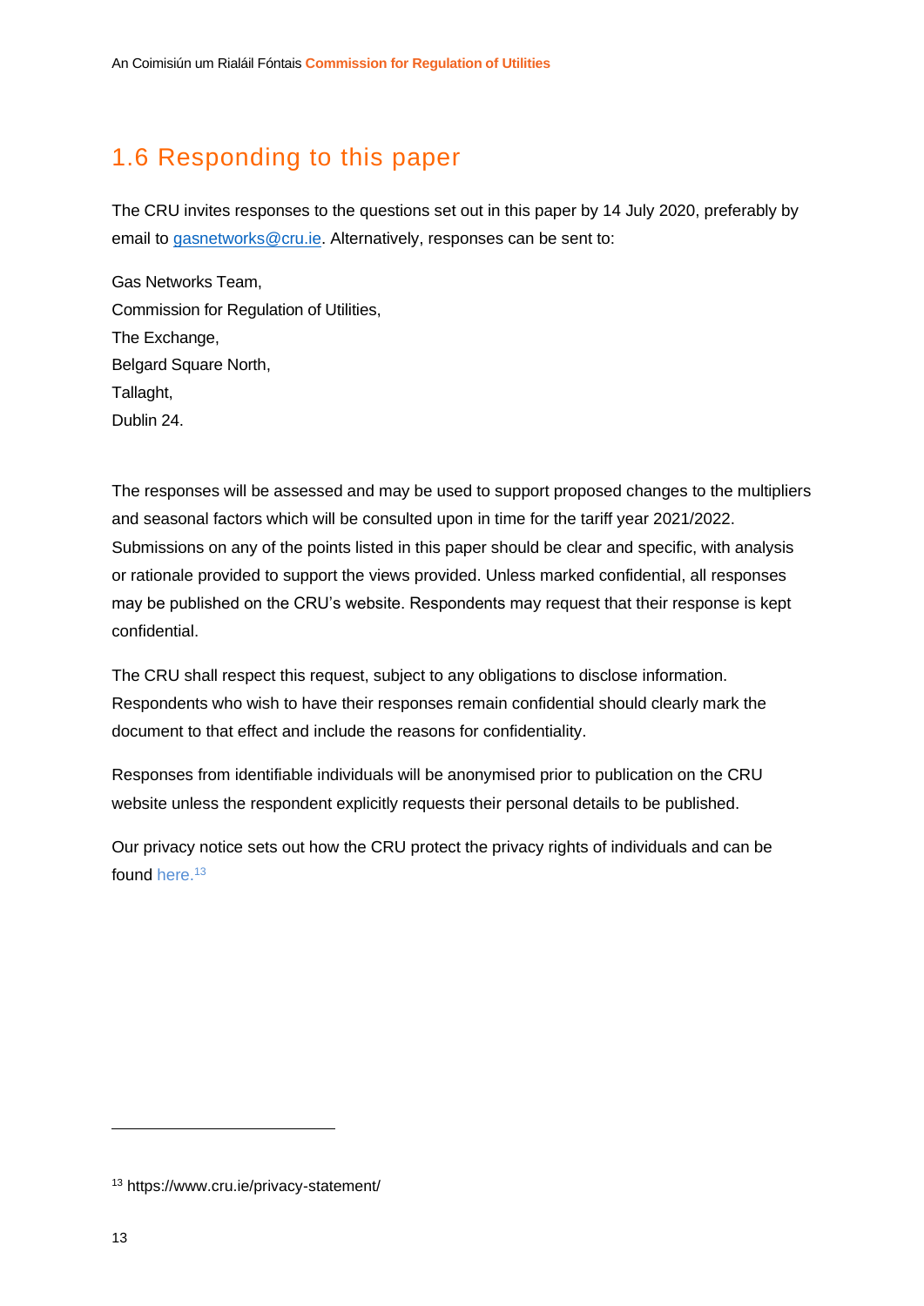## 1.6 Responding to this paper

The CRU invites responses to the questions set out in this paper by 14 July 2020, preferably by email to gasnetworks@cru.ie. Alternatively, responses can be sent to:

Gas Networks Team,
Commission for Regulation of Utilities,
The Exchange,
Belgard Square North,
Tallaght,
Dublin 24.

The responses will be assessed and may be used to support proposed changes to the multipliers and seasonal factors which will be consulted upon in time for the tariff year 2021/2022. Submissions on any of the points listed in this paper should be clear and specific, with analysis or rationale provided to support the views provided. Unless marked confidential, all responses may be published on the CRU's website. Respondents may request that their response is kept confidential.

The CRU shall respect this request, subject to any obligations to disclose information. Respondents who wish to have their responses remain confidential should clearly mark the document to that effect and include the reasons for confidentiality.

Responses from identifiable individuals will be anonymised prior to publication on the CRU website unless the respondent explicitly requests their personal details to be published.

Our privacy notice sets out how the CRU protect the privacy rights of individuals and can be found here.[13]

[13] https://www.cru.ie/privacy-statement/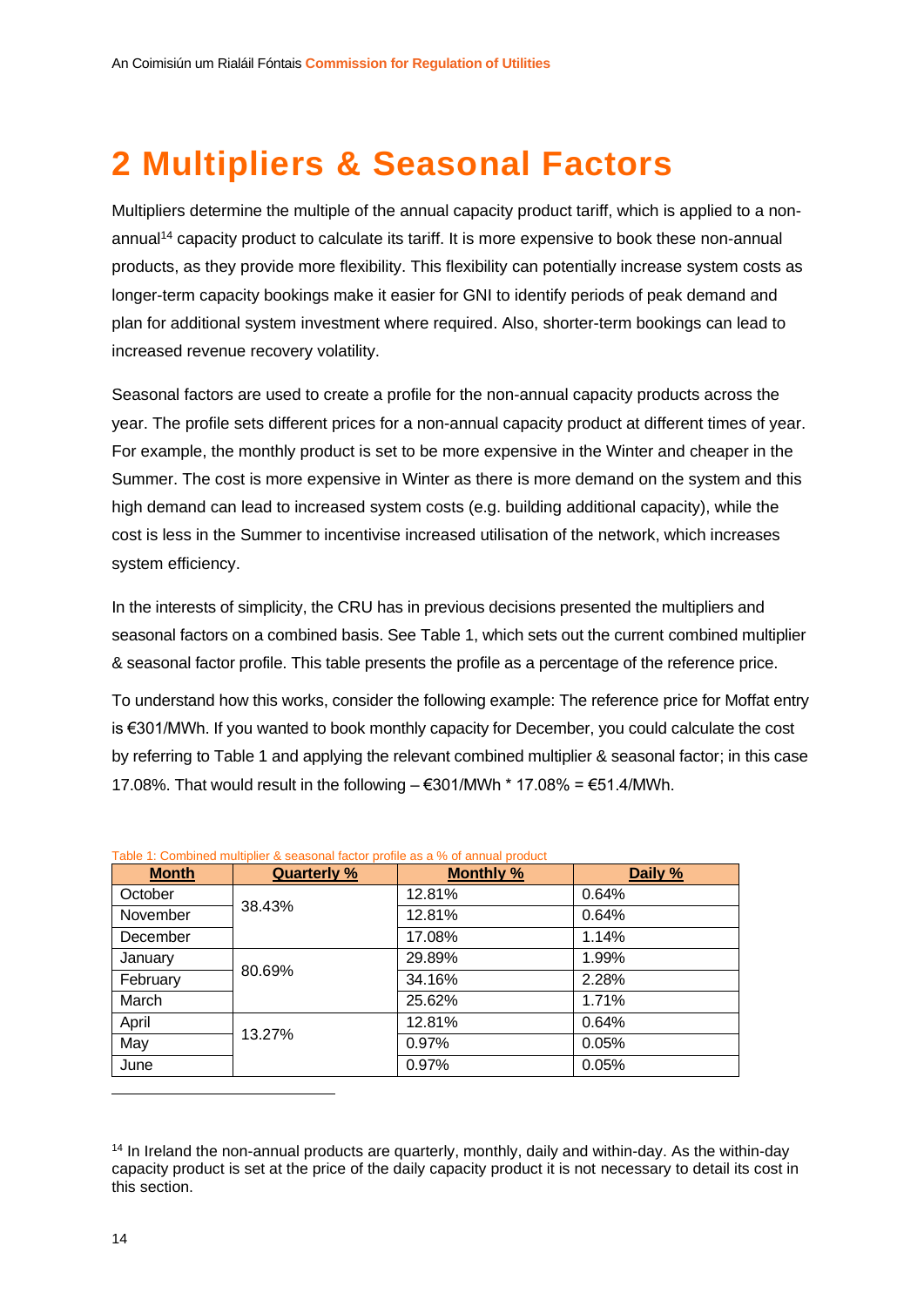# 2 Multipliers & Seasonal Factors

Multipliers determine the multiple of the annual capacity product tariff, which is applied to a non-annual[14] capacity product to calculate its tariff. It is more expensive to book these non-annual products, as they provide more flexibility. This flexibility can potentially increase system costs as longer-term capacity bookings make it easier for GNI to identify periods of peak demand and plan for additional system investment where required. Also, shorter-term bookings can lead to increased revenue recovery volatility.

Seasonal factors are used to create a profile for the non-annual capacity products across the year. The profile sets different prices for a non-annual capacity product at different times of year. For example, the monthly product is set to be more expensive in the Winter and cheaper in the Summer. The cost is more expensive in Winter as there is more demand on the system and this high demand can lead to increased system costs (e.g. building additional capacity), while the cost is less in the Summer to incentivise increased utilisation of the network, which increases system efficiency.

In the interests of simplicity, the CRU has in previous decisions presented the multipliers and seasonal factors on a combined basis. See Table 1, which sets out the current combined multiplier & seasonal factor profile. This table presents the profile as a percentage of the reference price.

To understand how this works, consider the following example: The reference price for Moffat entry is €301/MWh. If you wanted to book monthly capacity for December, you could calculate the cost by referring to Table 1 and applying the relevant combined multiplier & seasonal factor; in this case 17.08%. That would result in the following – €301/MWh * 17.08% = €51.4/MWh.

Table 1: Combined multiplier & seasonal factor profile as a % of annual product

| Month | Quarterly % | Monthly % | Daily % |
|---|---|---|---|
| October | 38.43% | 12.81% | 0.64% |
| November | | 12.81% | 0.64% |
| December | | 17.08% | 1.14% |
| January | 80.69% | 29.89% | 1.99% |
| February | | 34.16% | 2.28% |
| March | | 25.62% | 1.71% |
| April | 13.27% | 12.81% | 0.64% |
| May | | 0.97% | 0.05% |
| June | | 0.97% | 0.05% |

[14] In Ireland the non-annual products are quarterly, monthly, daily and within-day. As the within-day capacity product is set at the price of the daily capacity product it is not necessary to detail its cost in this section.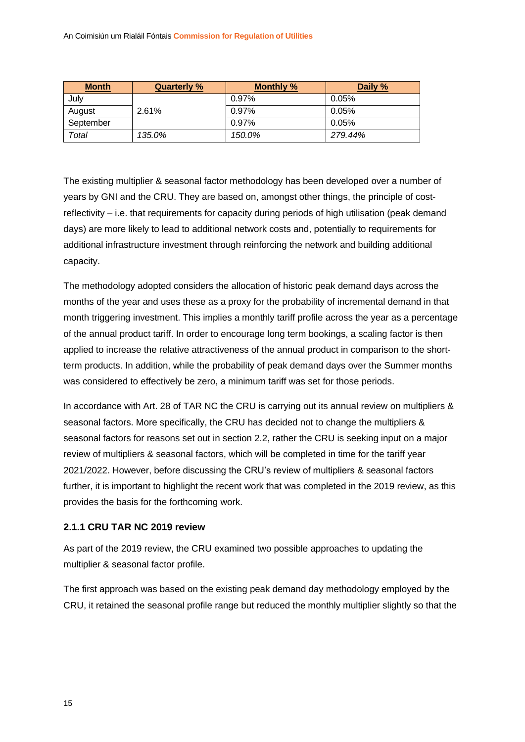| Month | Quarterly % | Monthly % | Daily % |
| --- | --- | --- | --- |
| July | 2.61% | 0.97% | 0.05% |
| August | | 0.97% | 0.05% |
| September | | 0.97% | 0.05% |
| *Total* | *135.0%* | *150.0%* | *279.44%* |

The existing multiplier & seasonal factor methodology has been developed over a number of years by GNI and the CRU. They are based on, amongst other things, the principle of cost-reflectivity – i.e. that requirements for capacity during periods of high utilisation (peak demand days) are more likely to lead to additional network costs and, potentially to requirements for additional infrastructure investment through reinforcing the network and building additional capacity.

The methodology adopted considers the allocation of historic peak demand days across the months of the year and uses these as a proxy for the probability of incremental demand in that month triggering investment. This implies a monthly tariff profile across the year as a percentage of the annual product tariff. In order to encourage long term bookings, a scaling factor is then applied to increase the relative attractiveness of the annual product in comparison to the short-term products. In addition, while the probability of peak demand days over the Summer months was considered to effectively be zero, a minimum tariff was set for those periods.

In accordance with Art. 28 of TAR NC the CRU is carrying out its annual review on multipliers & seasonal factors. More specifically, the CRU has decided not to change the multipliers & seasonal factors for reasons set out in section 2.2, rather the CRU is seeking input on a major review of multipliers & seasonal factors, which will be completed in time for the tariff year 2021/2022. However, before discussing the CRU's review of multipliers & seasonal factors further, it is important to highlight the recent work that was completed in the 2019 review, as this provides the basis for the forthcoming work.

### 2.1.1 CRU TAR NC 2019 review

As part of the 2019 review, the CRU examined two possible approaches to updating the multiplier & seasonal factor profile.

The first approach was based on the existing peak demand day methodology employed by the CRU, it retained the seasonal profile range but reduced the monthly multiplier slightly so that the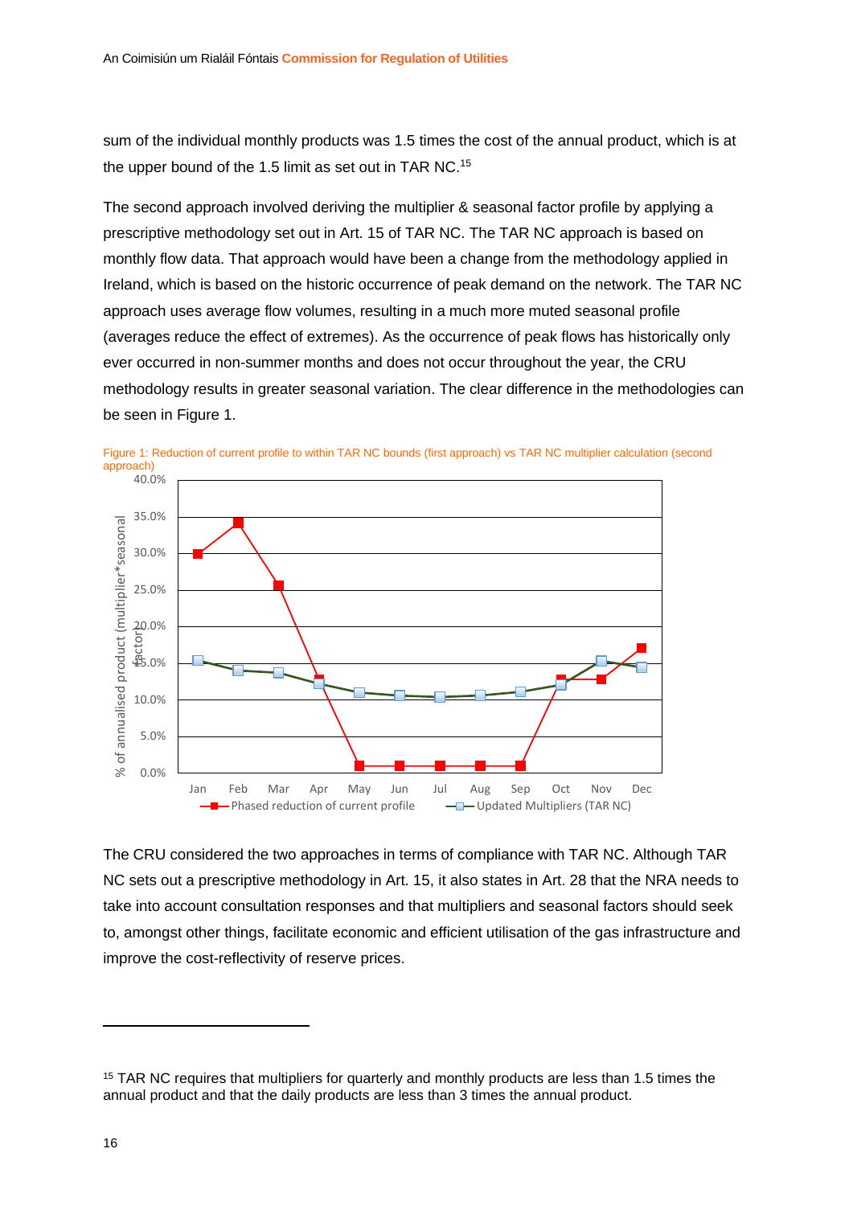sum of the individual monthly products was 1.5 times the cost of the annual product, which is at the upper bound of the 1.5 limit as set out in TAR NC.[15]

The second approach involved deriving the multiplier & seasonal factor profile by applying a prescriptive methodology set out in Art. 15 of TAR NC. The TAR NC approach is based on monthly flow data. That approach would have been a change from the methodology applied in Ireland, which is based on the historic occurrence of peak demand on the network. The TAR NC approach uses average flow volumes, resulting in a much more muted seasonal profile (averages reduce the effect of extremes). As the occurrence of peak flows has historically only ever occurred in non-summer months and does not occur throughout the year, the CRU methodology results in greater seasonal variation. The clear difference in the methodologies can be seen in Figure 1.

Figure 1: Reduction of current profile to within TAR NC bounds (first approach) vs TAR NC multiplier calculation (second approach)

The CRU considered the two approaches in terms of compliance with TAR NC. Although TAR NC sets out a prescriptive methodology in Art. 15, it also states in Art. 28 that the NRA needs to take into account consultation responses and that multipliers and seasonal factors should seek to, amongst other things, facilitate economic and efficient utilisation of the gas infrastructure and improve the cost-reflectivity of reserve prices.

---

[15] TAR NC requires that multipliers for quarterly and monthly products are less than 1.5 times the annual product and that the daily products are less than 3 times the annual product.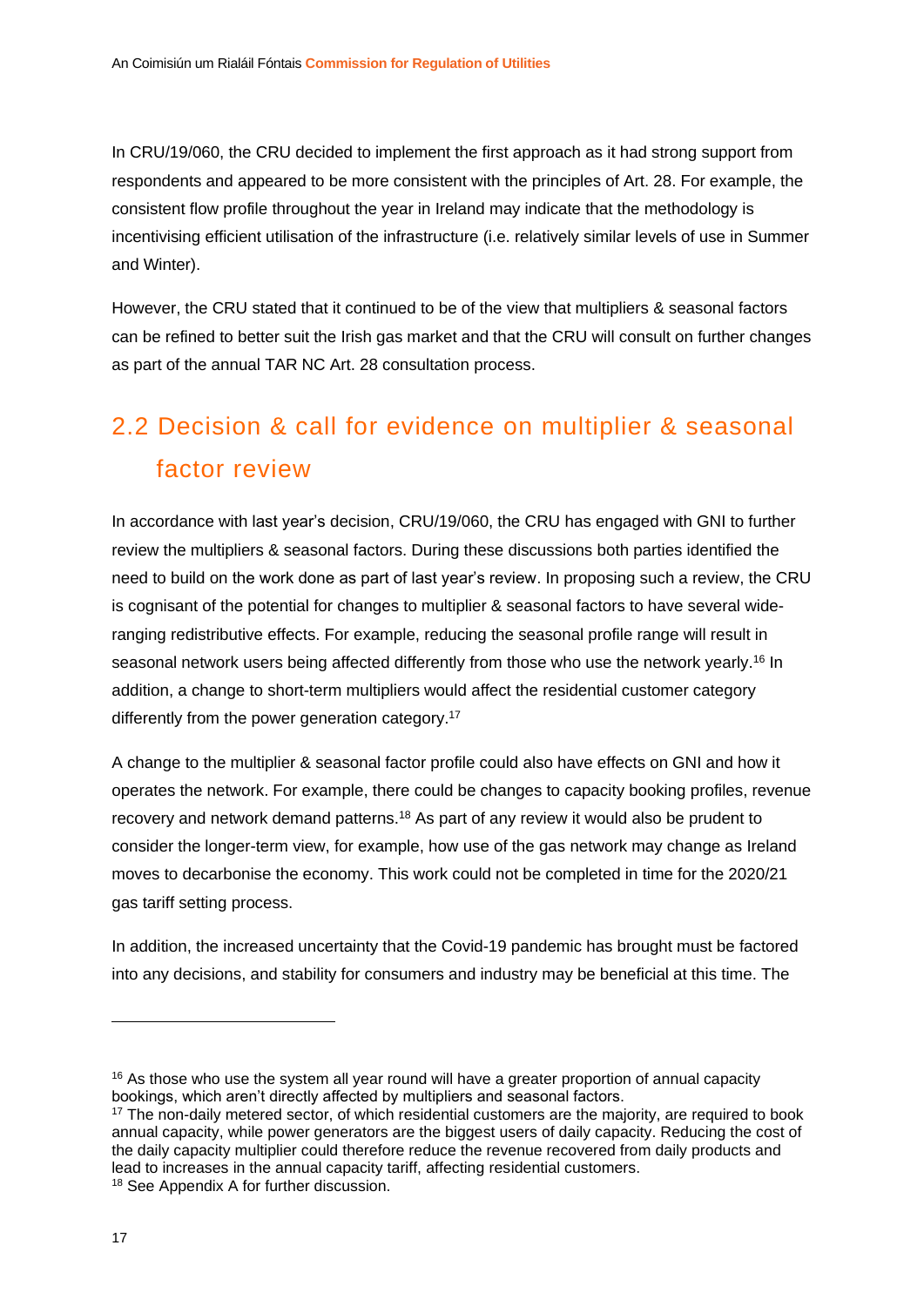In CRU/19/060, the CRU decided to implement the first approach as it had strong support from respondents and appeared to be more consistent with the principles of Art. 28. For example, the consistent flow profile throughout the year in Ireland may indicate that the methodology is incentivising efficient utilisation of the infrastructure (i.e. relatively similar levels of use in Summer and Winter).

However, the CRU stated that it continued to be of the view that multipliers & seasonal factors can be refined to better suit the Irish gas market and that the CRU will consult on further changes as part of the annual TAR NC Art. 28 consultation process.

## 2.2 Decision & call for evidence on multiplier & seasonal factor review

In accordance with last year's decision, CRU/19/060, the CRU has engaged with GNI to further review the multipliers & seasonal factors. During these discussions both parties identified the need to build on the work done as part of last year's review. In proposing such a review, the CRU is cognisant of the potential for changes to multiplier & seasonal factors to have several wide-ranging redistributive effects. For example, reducing the seasonal profile range will result in seasonal network users being affected differently from those who use the network yearly.[16] In addition, a change to short-term multipliers would affect the residential customer category differently from the power generation category.[17]

A change to the multiplier & seasonal factor profile could also have effects on GNI and how it operates the network. For example, there could be changes to capacity booking profiles, revenue recovery and network demand patterns.[18] As part of any review it would also be prudent to consider the longer-term view, for example, how use of the gas network may change as Ireland moves to decarbonise the economy. This work could not be completed in time for the 2020/21 gas tariff setting process.

In addition, the increased uncertainty that the Covid-19 pandemic has brought must be factored into any decisions, and stability for consumers and industry may be beneficial at this time. The

---

[16] As those who use the system all year round will have a greater proportion of annual capacity bookings, which aren't directly affected by multipliers and seasonal factors.

[17] The non-daily metered sector, of which residential customers are the majority, are required to book annual capacity, while power generators are the biggest users of daily capacity. Reducing the cost of the daily capacity multiplier could therefore reduce the revenue recovered from daily products and lead to increases in the annual capacity tariff, affecting residential customers.

[18] See Appendix A for further discussion.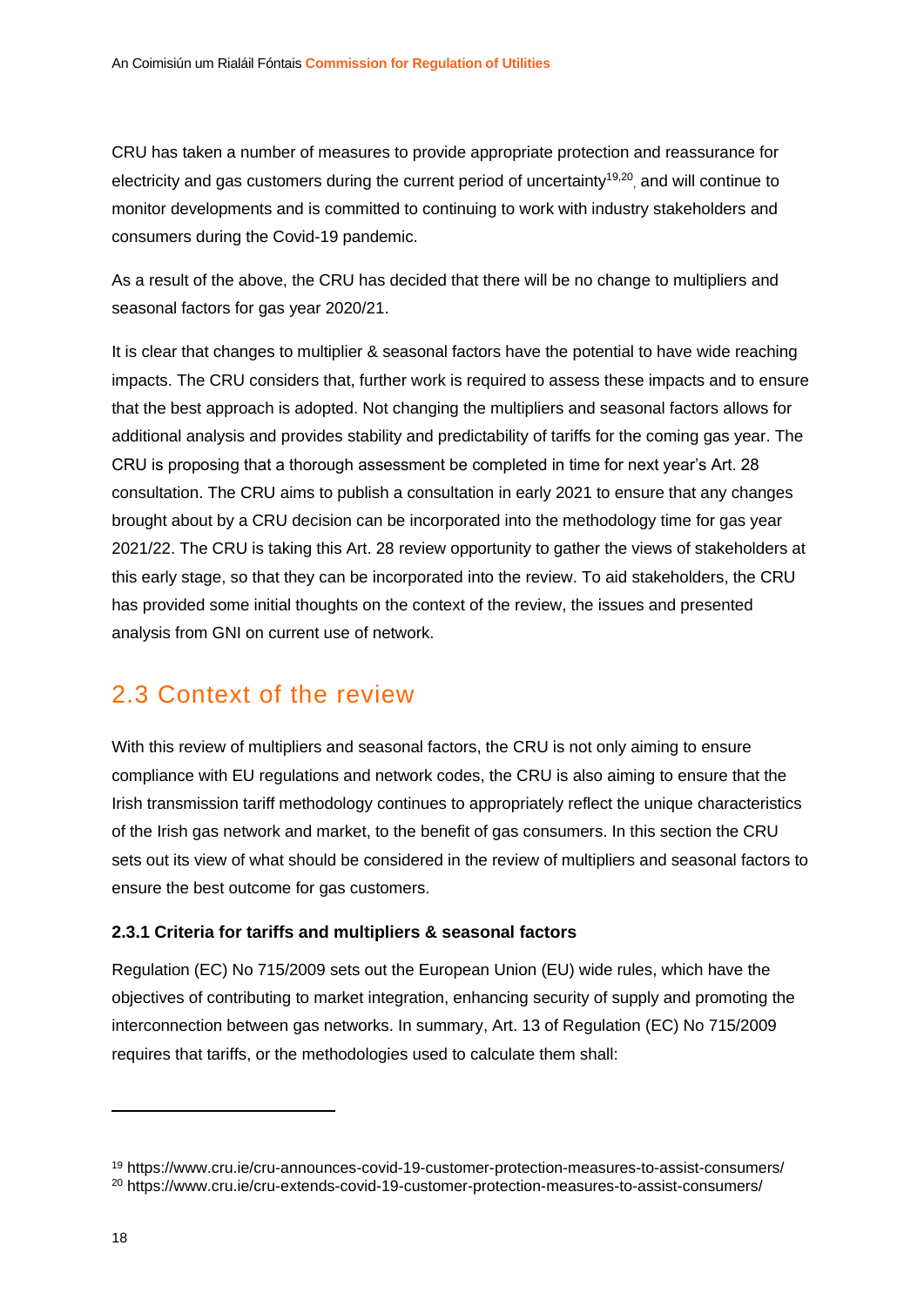CRU has taken a number of measures to provide appropriate protection and reassurance for electricity and gas customers during the current period of uncertainty[19,20], and will continue to monitor developments and is committed to continuing to work with industry stakeholders and consumers during the Covid-19 pandemic.

As a result of the above, the CRU has decided that there will be no change to multipliers and seasonal factors for gas year 2020/21.

It is clear that changes to multiplier & seasonal factors have the potential to have wide reaching impacts. The CRU considers that, further work is required to assess these impacts and to ensure that the best approach is adopted. Not changing the multipliers and seasonal factors allows for additional analysis and provides stability and predictability of tariffs for the coming gas year. The CRU is proposing that a thorough assessment be completed in time for next year's Art. 28 consultation. The CRU aims to publish a consultation in early 2021 to ensure that any changes brought about by a CRU decision can be incorporated into the methodology time for gas year 2021/22. The CRU is taking this Art. 28 review opportunity to gather the views of stakeholders at this early stage, so that they can be incorporated into the review. To aid stakeholders, the CRU has provided some initial thoughts on the context of the review, the issues and presented analysis from GNI on current use of network.

## 2.3 Context of the review

With this review of multipliers and seasonal factors, the CRU is not only aiming to ensure compliance with EU regulations and network codes, the CRU is also aiming to ensure that the Irish transmission tariff methodology continues to appropriately reflect the unique characteristics of the Irish gas network and market, to the benefit of gas consumers. In this section the CRU sets out its view of what should be considered in the review of multipliers and seasonal factors to ensure the best outcome for gas customers.

### 2.3.1 Criteria for tariffs and multipliers & seasonal factors

Regulation (EC) No 715/2009 sets out the European Union (EU) wide rules, which have the objectives of contributing to market integration, enhancing security of supply and promoting the interconnection between gas networks. In summary, Art. 13 of Regulation (EC) No 715/2009 requires that tariffs, or the methodologies used to calculate them shall:

---

[19] https://www.cru.ie/cru-announces-covid-19-customer-protection-measures-to-assist-consumers/

[20] https://www.cru.ie/cru-extends-covid-19-customer-protection-measures-to-assist-consumers/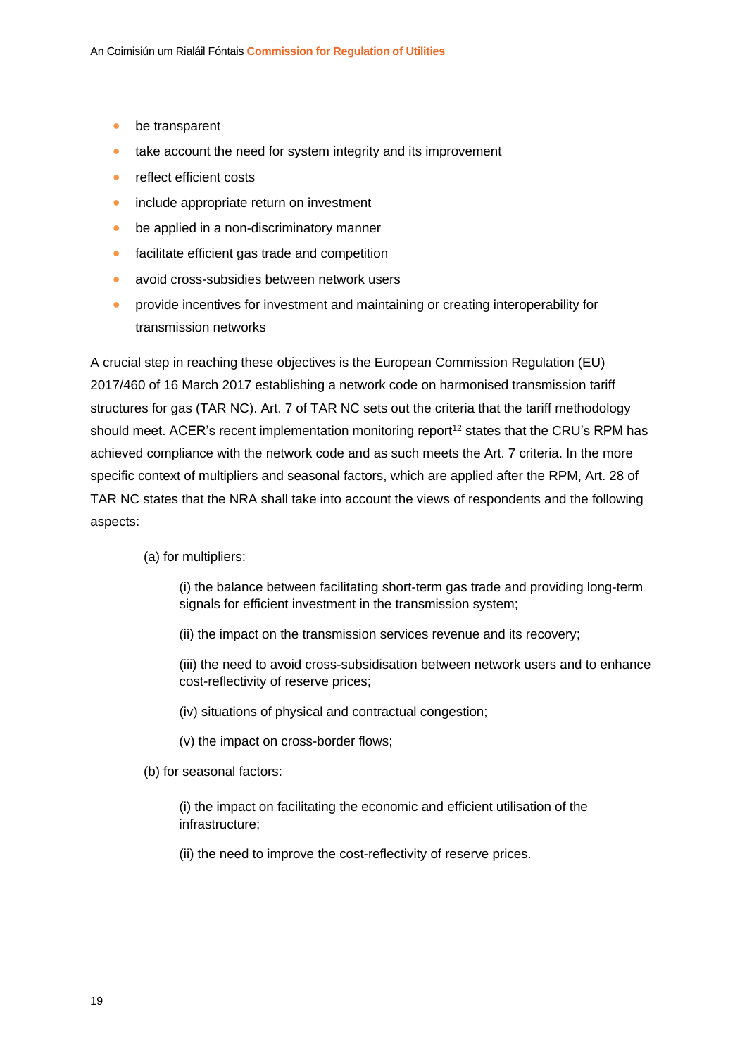- be transparent
- take account the need for system integrity and its improvement
- reflect efficient costs
- include appropriate return on investment
- be applied in a non-discriminatory manner
- facilitate efficient gas trade and competition
- avoid cross-subsidies between network users
- provide incentives for investment and maintaining or creating interoperability for transmission networks

A crucial step in reaching these objectives is the European Commission Regulation (EU) 2017/460 of 16 March 2017 establishing a network code on harmonised transmission tariff structures for gas (TAR NC). Art. 7 of TAR NC sets out the criteria that the tariff methodology should meet. ACER's recent implementation monitoring report[12] states that the CRU's RPM has achieved compliance with the network code and as such meets the Art. 7 criteria. In the more specific context of multipliers and seasonal factors, which are applied after the RPM, Art. 28 of TAR NC states that the NRA shall take into account the views of respondents and the following aspects:

(a) for multipliers:

(i) the balance between facilitating short-term gas trade and providing long-term signals for efficient investment in the transmission system;

(ii) the impact on the transmission services revenue and its recovery;

(iii) the need to avoid cross-subsidisation between network users and to enhance cost-reflectivity of reserve prices;

(iv) situations of physical and contractual congestion;

(v) the impact on cross-border flows;

(b) for seasonal factors:

(i) the impact on facilitating the economic and efficient utilisation of the infrastructure;

(ii) the need to improve the cost-reflectivity of reserve prices.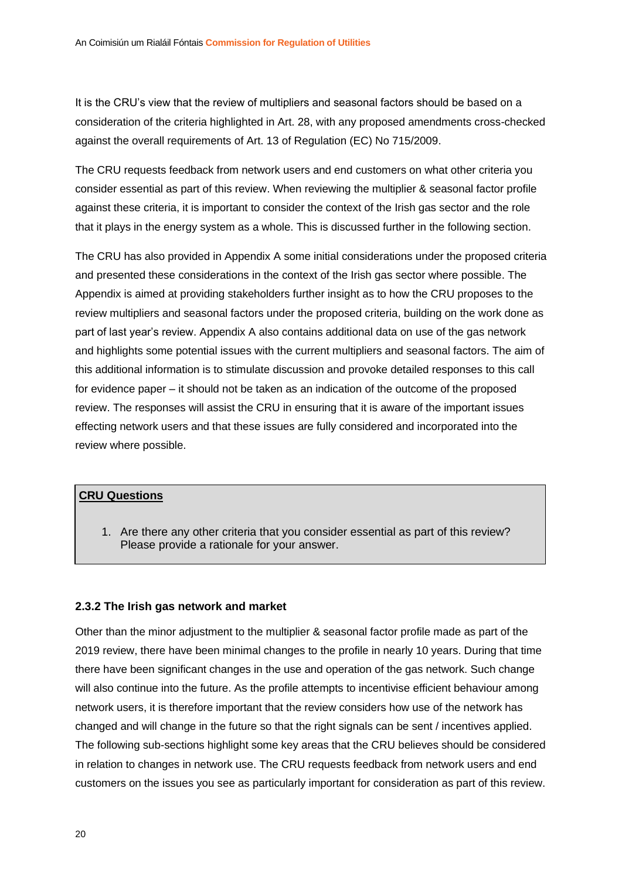It is the CRU's view that the review of multipliers and seasonal factors should be based on a consideration of the criteria highlighted in Art. 28, with any proposed amendments cross-checked against the overall requirements of Art. 13 of Regulation (EC) No 715/2009.

The CRU requests feedback from network users and end customers on what other criteria you consider essential as part of this review. When reviewing the multiplier & seasonal factor profile against these criteria, it is important to consider the context of the Irish gas sector and the role that it plays in the energy system as a whole. This is discussed further in the following section.

The CRU has also provided in Appendix A some initial considerations under the proposed criteria and presented these considerations in the context of the Irish gas sector where possible. The Appendix is aimed at providing stakeholders further insight as to how the CRU proposes to the review multipliers and seasonal factors under the proposed criteria, building on the work done as part of last year's review. Appendix A also contains additional data on use of the gas network and highlights some potential issues with the current multipliers and seasonal factors. The aim of this additional information is to stimulate discussion and provoke detailed responses to this call for evidence paper – it should not be taken as an indication of the outcome of the proposed review. The responses will assist the CRU in ensuring that it is aware of the important issues effecting network users and that these issues are fully considered and incorporated into the review where possible.

**CRU Questions**

1. Are there any other criteria that you consider essential as part of this review? Please provide a rationale for your answer.

### 2.3.2 The Irish gas network and market

Other than the minor adjustment to the multiplier & seasonal factor profile made as part of the 2019 review, there have been minimal changes to the profile in nearly 10 years. During that time there have been significant changes in the use and operation of the gas network. Such change will also continue into the future. As the profile attempts to incentivise efficient behaviour among network users, it is therefore important that the review considers how use of the network has changed and will change in the future so that the right signals can be sent / incentives applied. The following sub-sections highlight some key areas that the CRU believes should be considered in relation to changes in network use. The CRU requests feedback from network users and end customers on the issues you see as particularly important for consideration as part of this review.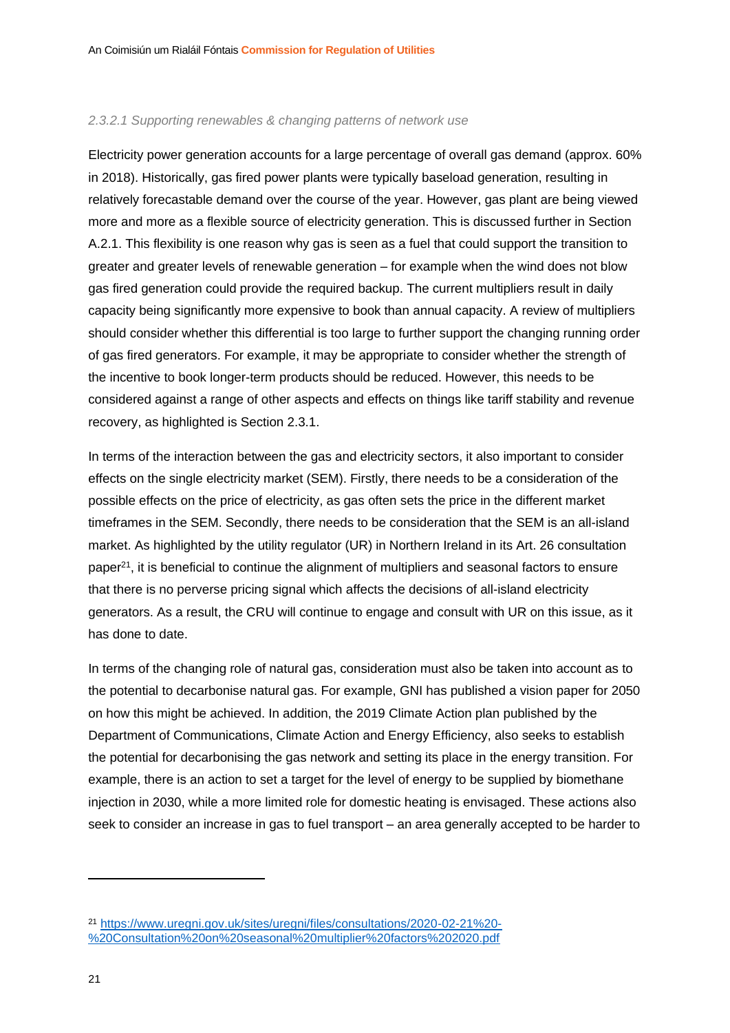#### *2.3.2.1 Supporting renewables & changing patterns of network use*

Electricity power generation accounts for a large percentage of overall gas demand (approx. 60% in 2018). Historically, gas fired power plants were typically baseload generation, resulting in relatively forecastable demand over the course of the year. However, gas plant are being viewed more and more as a flexible source of electricity generation. This is discussed further in Section A.2.1. This flexibility is one reason why gas is seen as a fuel that could support the transition to greater and greater levels of renewable generation – for example when the wind does not blow gas fired generation could provide the required backup. The current multipliers result in daily capacity being significantly more expensive to book than annual capacity. A review of multipliers should consider whether this differential is too large to further support the changing running order of gas fired generators. For example, it may be appropriate to consider whether the strength of the incentive to book longer-term products should be reduced. However, this needs to be considered against a range of other aspects and effects on things like tariff stability and revenue recovery, as highlighted is Section 2.3.1.

In terms of the interaction between the gas and electricity sectors, it also important to consider effects on the single electricity market (SEM). Firstly, there needs to be a consideration of the possible effects on the price of electricity, as gas often sets the price in the different market timeframes in the SEM. Secondly, there needs to be consideration that the SEM is an all-island market. As highlighted by the utility regulator (UR) in Northern Ireland in its Art. 26 consultation paper[21], it is beneficial to continue the alignment of multipliers and seasonal factors to ensure that there is no perverse pricing signal which affects the decisions of all-island electricity generators. As a result, the CRU will continue to engage and consult with UR on this issue, as it has done to date.

In terms of the changing role of natural gas, consideration must also be taken into account as to the potential to decarbonise natural gas. For example, GNI has published a vision paper for 2050 on how this might be achieved. In addition, the 2019 Climate Action plan published by the Department of Communications, Climate Action and Energy Efficiency, also seeks to establish the potential for decarbonising the gas network and setting its place in the energy transition. For example, there is an action to set a target for the level of energy to be supplied by biomethane injection in 2030, while a more limited role for domestic heating is envisaged. These actions also seek to consider an increase in gas to fuel transport – an area generally accepted to be harder to

---

[21] https://www.uregni.gov.uk/sites/uregni/files/consultations/2020-02-21%20-%20Consultation%20on%20seasonal%20multiplier%20factors%202020.pdf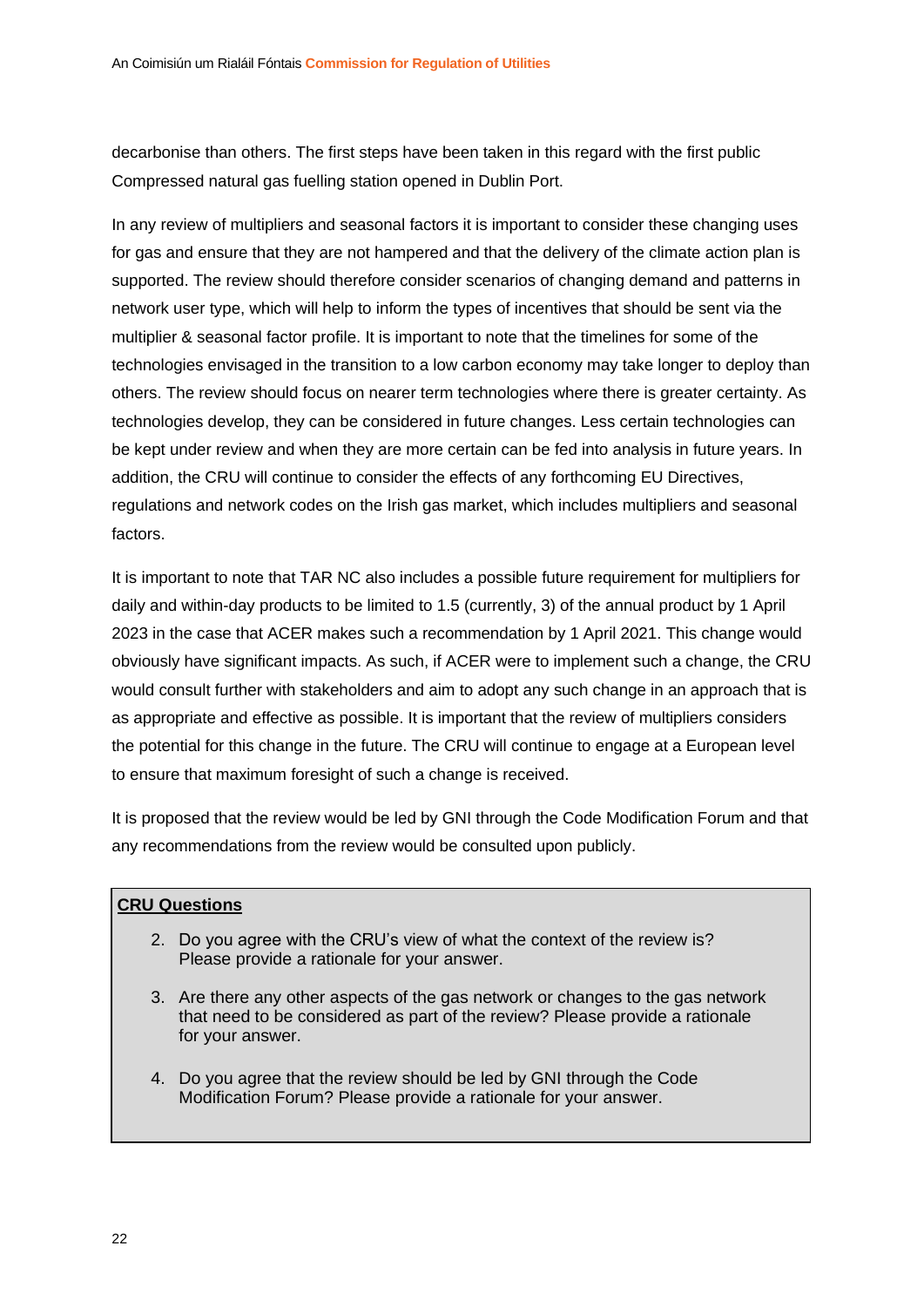decarbonise than others. The first steps have been taken in this regard with the first public Compressed natural gas fuelling station opened in Dublin Port.

In any review of multipliers and seasonal factors it is important to consider these changing uses for gas and ensure that they are not hampered and that the delivery of the climate action plan is supported. The review should therefore consider scenarios of changing demand and patterns in network user type, which will help to inform the types of incentives that should be sent via the multiplier & seasonal factor profile. It is important to note that the timelines for some of the technologies envisaged in the transition to a low carbon economy may take longer to deploy than others. The review should focus on nearer term technologies where there is greater certainty. As technologies develop, they can be considered in future changes. Less certain technologies can be kept under review and when they are more certain can be fed into analysis in future years. In addition, the CRU will continue to consider the effects of any forthcoming EU Directives, regulations and network codes on the Irish gas market, which includes multipliers and seasonal factors.

It is important to note that TAR NC also includes a possible future requirement for multipliers for daily and within-day products to be limited to 1.5 (currently, 3) of the annual product by 1 April 2023 in the case that ACER makes such a recommendation by 1 April 2021. This change would obviously have significant impacts. As such, if ACER were to implement such a change, the CRU would consult further with stakeholders and aim to adopt any such change in an approach that is as appropriate and effective as possible. It is important that the review of multipliers considers the potential for this change in the future. The CRU will continue to engage at a European level to ensure that maximum foresight of such a change is received.

It is proposed that the review would be led by GNI through the Code Modification Forum and that any recommendations from the review would be consulted upon publicly.

**CRU Questions**

2. Do you agree with the CRU's view of what the context of the review is? Please provide a rationale for your answer.
3. Are there any other aspects of the gas network or changes to the gas network that need to be considered as part of the review? Please provide a rationale for your answer.
4. Do you agree that the review should be led by GNI through the Code Modification Forum? Please provide a rationale for your answer.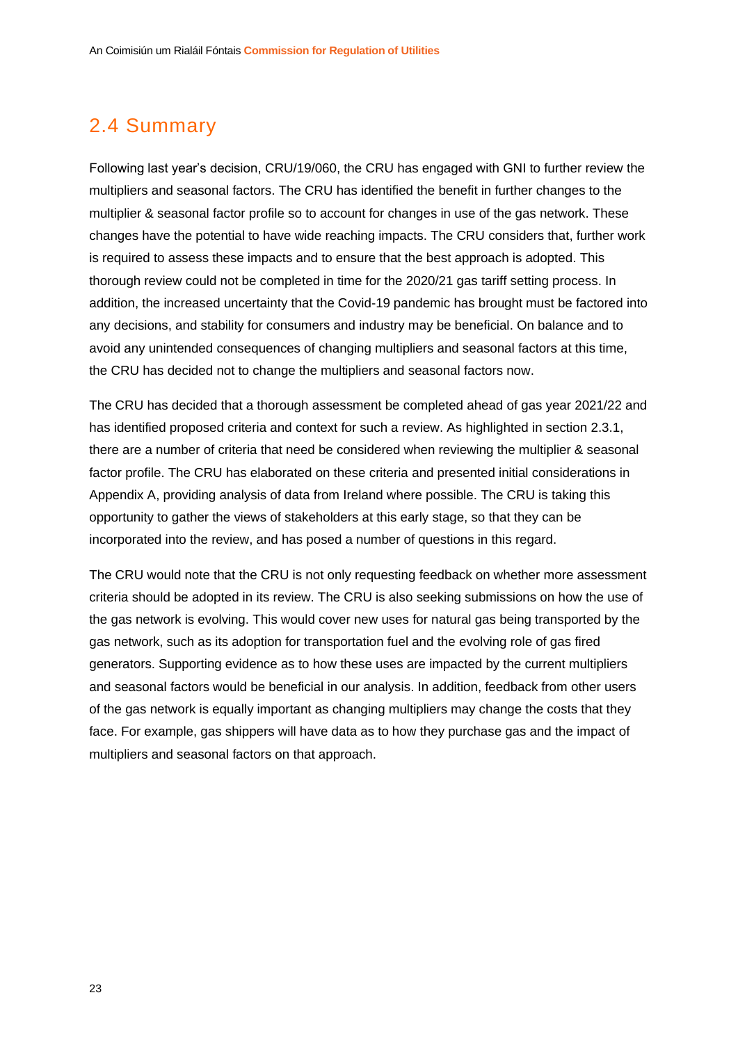## 2.4 Summary

Following last year's decision, CRU/19/060, the CRU has engaged with GNI to further review the multipliers and seasonal factors. The CRU has identified the benefit in further changes to the multiplier & seasonal factor profile so to account for changes in use of the gas network. These changes have the potential to have wide reaching impacts. The CRU considers that, further work is required to assess these impacts and to ensure that the best approach is adopted. This thorough review could not be completed in time for the 2020/21 gas tariff setting process. In addition, the increased uncertainty that the Covid-19 pandemic has brought must be factored into any decisions, and stability for consumers and industry may be beneficial. On balance and to avoid any unintended consequences of changing multipliers and seasonal factors at this time, the CRU has decided not to change the multipliers and seasonal factors now.

The CRU has decided that a thorough assessment be completed ahead of gas year 2021/22 and has identified proposed criteria and context for such a review. As highlighted in section 2.3.1, there are a number of criteria that need be considered when reviewing the multiplier & seasonal factor profile. The CRU has elaborated on these criteria and presented initial considerations in Appendix A, providing analysis of data from Ireland where possible. The CRU is taking this opportunity to gather the views of stakeholders at this early stage, so that they can be incorporated into the review, and has posed a number of questions in this regard.

The CRU would note that the CRU is not only requesting feedback on whether more assessment criteria should be adopted in its review. The CRU is also seeking submissions on how the use of the gas network is evolving. This would cover new uses for natural gas being transported by the gas network, such as its adoption for transportation fuel and the evolving role of gas fired generators. Supporting evidence as to how these uses are impacted by the current multipliers and seasonal factors would be beneficial in our analysis. In addition, feedback from other users of the gas network is equally important as changing multipliers may change the costs that they face. For example, gas shippers will have data as to how they purchase gas and the impact of multipliers and seasonal factors on that approach.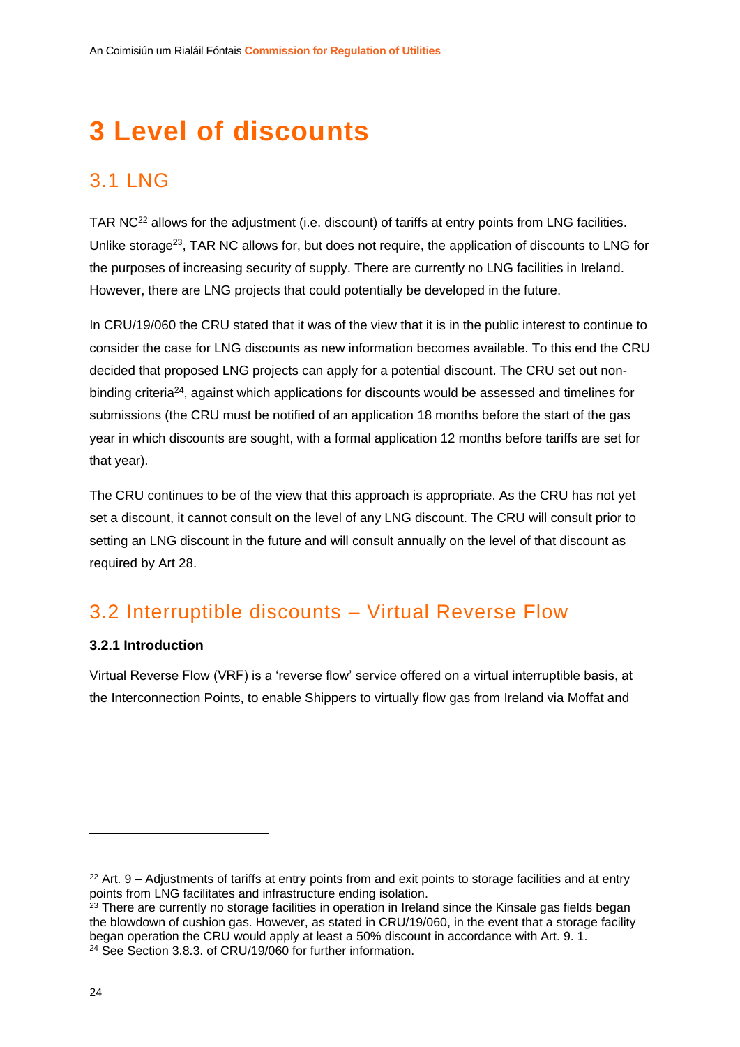# 3 Level of discounts

## 3.1 LNG

TAR NC[22] allows for the adjustment (i.e. discount) of tariffs at entry points from LNG facilities. Unlike storage[23], TAR NC allows for, but does not require, the application of discounts to LNG for the purposes of increasing security of supply. There are currently no LNG facilities in Ireland. However, there are LNG projects that could potentially be developed in the future.

In CRU/19/060 the CRU stated that it was of the view that it is in the public interest to continue to consider the case for LNG discounts as new information becomes available. To this end the CRU decided that proposed LNG projects can apply for a potential discount. The CRU set out non-binding criteria[24], against which applications for discounts would be assessed and timelines for submissions (the CRU must be notified of an application 18 months before the start of the gas year in which discounts are sought, with a formal application 12 months before tariffs are set for that year).

The CRU continues to be of the view that this approach is appropriate. As the CRU has not yet set a discount, it cannot consult on the level of any LNG discount. The CRU will consult prior to setting an LNG discount in the future and will consult annually on the level of that discount as required by Art 28.

## 3.2 Interruptible discounts – Virtual Reverse Flow

### 3.2.1 Introduction

Virtual Reverse Flow (VRF) is a 'reverse flow' service offered on a virtual interruptible basis, at the Interconnection Points, to enable Shippers to virtually flow gas from Ireland via Moffat and

---

[22] Art. 9 – Adjustments of tariffs at entry points from and exit points to storage facilities and at entry points from LNG facilitates and infrastructure ending isolation.

[23] There are currently no storage facilities in operation in Ireland since the Kinsale gas fields began the blowdown of cushion gas. However, as stated in CRU/19/060, in the event that a storage facility began operation the CRU would apply at least a 50% discount in accordance with Art. 9. 1.

[24] See Section 3.8.3. of CRU/19/060 for further information.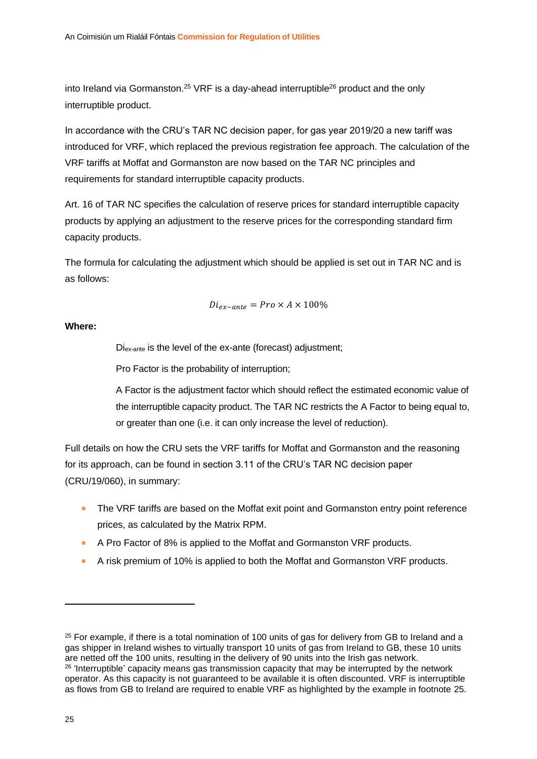into Ireland via Gormanston.[25] VRF is a day-ahead interruptible[26] product and the only interruptible product.

In accordance with the CRU's TAR NC decision paper, for gas year 2019/20 a new tariff was introduced for VRF, which replaced the previous registration fee approach. The calculation of the VRF tariffs at Moffat and Gormanston are now based on the TAR NC principles and requirements for standard interruptible capacity products.

Art. 16 of TAR NC specifies the calculation of reserve prices for standard interruptible capacity products by applying an adjustment to the reserve prices for the corresponding standard firm capacity products.

The formula for calculating the adjustment which should be applied is set out in TAR NC and is as follows:

$$Di_{ex-ante} = Pro \times A \times 100\%$$

**Where:**

> $Di_{ex\text{-}ante}$ is the level of the ex-ante (forecast) adjustment;
>
> Pro Factor is the probability of interruption;
>
> A Factor is the adjustment factor which should reflect the estimated economic value of the interruptible capacity product. The TAR NC restricts the A Factor to being equal to, or greater than one (i.e. it can only increase the level of reduction).

Full details on how the CRU sets the VRF tariffs for Moffat and Gormanston and the reasoning for its approach, can be found in section 3.11 of the CRU's TAR NC decision paper (CRU/19/060), in summary:

- The VRF tariffs are based on the Moffat exit point and Gormanston entry point reference prices, as calculated by the Matrix RPM.
- A Pro Factor of 8% is applied to the Moffat and Gormanston VRF products.
- A risk premium of 10% is applied to both the Moffat and Gormanston VRF products.

---

[25] For example, if there is a total nomination of 100 units of gas for delivery from GB to Ireland and a gas shipper in Ireland wishes to virtually transport 10 units of gas from Ireland to GB, these 10 units are netted off the 100 units, resulting in the delivery of 90 units into the Irish gas network.

[26] 'Interruptible' capacity means gas transmission capacity that may be interrupted by the network operator. As this capacity is not guaranteed to be available it is often discounted. VRF is interruptible as flows from GB to Ireland are required to enable VRF as highlighted by the example in footnote 25.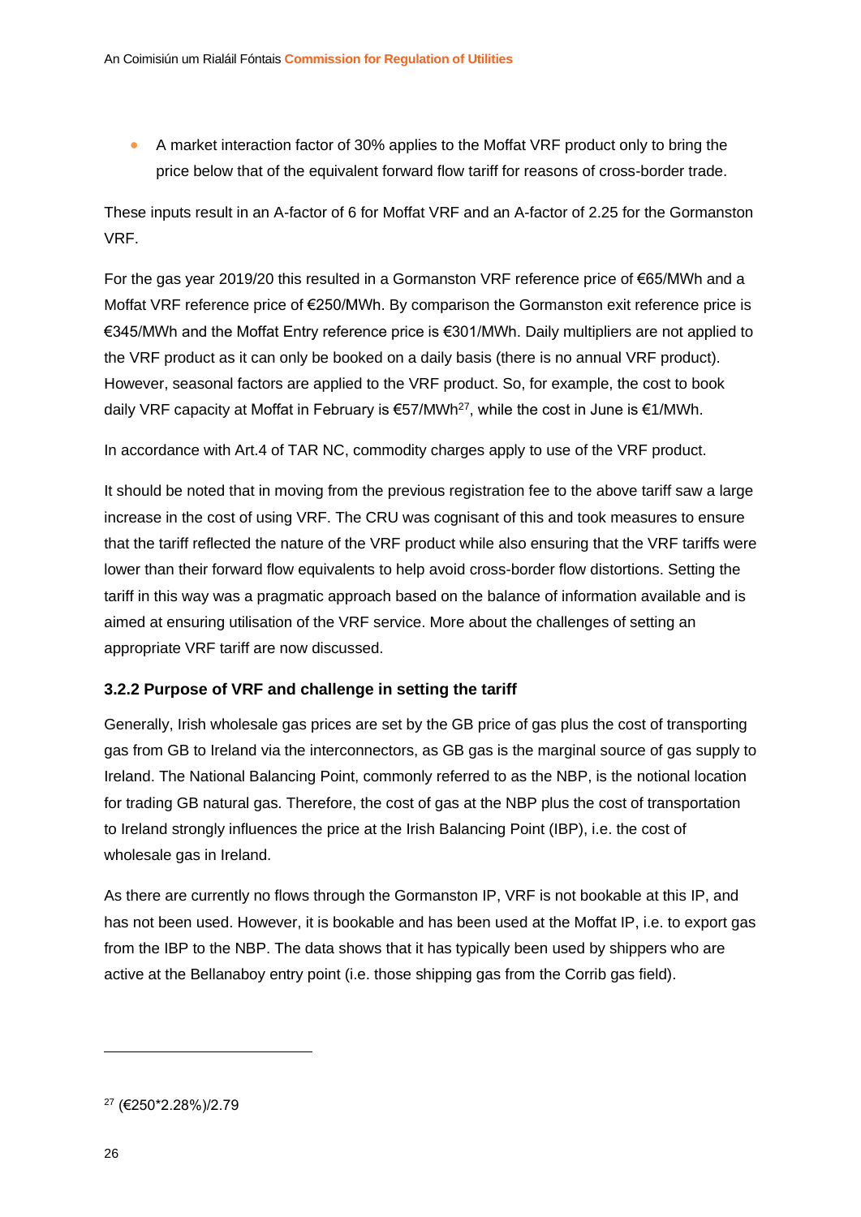- A market interaction factor of 30% applies to the Moffat VRF product only to bring the price below that of the equivalent forward flow tariff for reasons of cross-border trade.

These inputs result in an A-factor of 6 for Moffat VRF and an A-factor of 2.25 for the Gormanston VRF.

For the gas year 2019/20 this resulted in a Gormanston VRF reference price of €65/MWh and a Moffat VRF reference price of €250/MWh. By comparison the Gormanston exit reference price is €345/MWh and the Moffat Entry reference price is €301/MWh. Daily multipliers are not applied to the VRF product as it can only be booked on a daily basis (there is no annual VRF product). However, seasonal factors are applied to the VRF product. So, for example, the cost to book daily VRF capacity at Moffat in February is €57/MWh[27], while the cost in June is €1/MWh.

In accordance with Art.4 of TAR NC, commodity charges apply to use of the VRF product.

It should be noted that in moving from the previous registration fee to the above tariff saw a large increase in the cost of using VRF. The CRU was cognisant of this and took measures to ensure that the tariff reflected the nature of the VRF product while also ensuring that the VRF tariffs were lower than their forward flow equivalents to help avoid cross-border flow distortions. Setting the tariff in this way was a pragmatic approach based on the balance of information available and is aimed at ensuring utilisation of the VRF service. More about the challenges of setting an appropriate VRF tariff are now discussed.

### 3.2.2 Purpose of VRF and challenge in setting the tariff

Generally, Irish wholesale gas prices are set by the GB price of gas plus the cost of transporting gas from GB to Ireland via the interconnectors, as GB gas is the marginal source of gas supply to Ireland. The National Balancing Point, commonly referred to as the NBP, is the notional location for trading GB natural gas. Therefore, the cost of gas at the NBP plus the cost of transportation to Ireland strongly influences the price at the Irish Balancing Point (IBP), i.e. the cost of wholesale gas in Ireland.

As there are currently no flows through the Gormanston IP, VRF is not bookable at this IP, and has not been used. However, it is bookable and has been used at the Moffat IP, i.e. to export gas from the IBP to the NBP. The data shows that it has typically been used by shippers who are active at the Bellanaboy entry point (i.e. those shipping gas from the Corrib gas field).

---

[27] (€250*2.28%)/2.79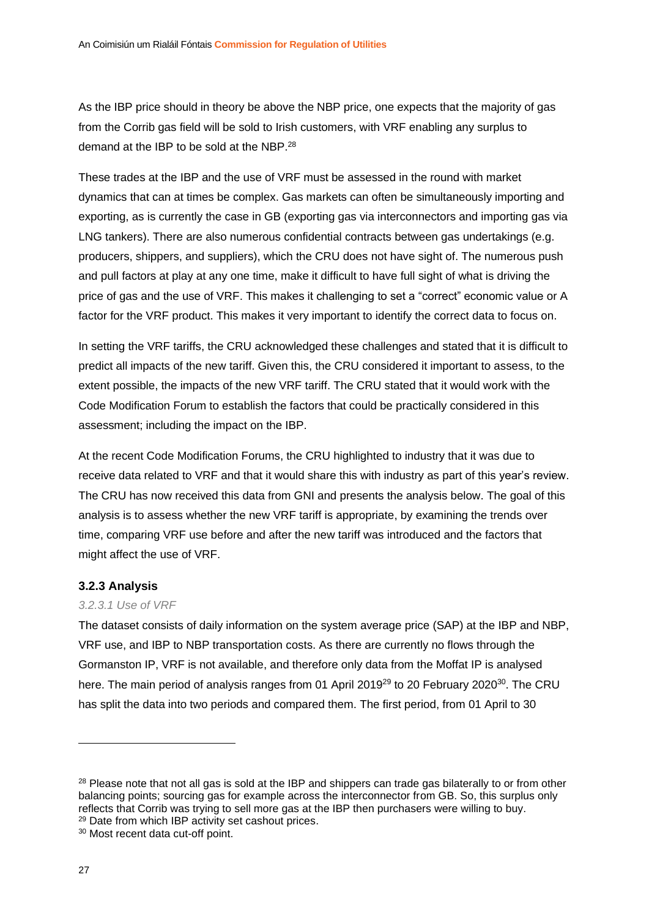As the IBP price should in theory be above the NBP price, one expects that the majority of gas from the Corrib gas field will be sold to Irish customers, with VRF enabling any surplus to demand at the IBP to be sold at the NBP.[28]

These trades at the IBP and the use of VRF must be assessed in the round with market dynamics that can at times be complex. Gas markets can often be simultaneously importing and exporting, as is currently the case in GB (exporting gas via interconnectors and importing gas via LNG tankers). There are also numerous confidential contracts between gas undertakings (e.g. producers, shippers, and suppliers), which the CRU does not have sight of. The numerous push and pull factors at play at any one time, make it difficult to have full sight of what is driving the price of gas and the use of VRF. This makes it challenging to set a "correct" economic value or A factor for the VRF product. This makes it very important to identify the correct data to focus on.

In setting the VRF tariffs, the CRU acknowledged these challenges and stated that it is difficult to predict all impacts of the new tariff. Given this, the CRU considered it important to assess, to the extent possible, the impacts of the new VRF tariff. The CRU stated that it would work with the Code Modification Forum to establish the factors that could be practically considered in this assessment; including the impact on the IBP.

At the recent Code Modification Forums, the CRU highlighted to industry that it was due to receive data related to VRF and that it would share this with industry as part of this year's review. The CRU has now received this data from GNI and presents the analysis below. The goal of this analysis is to assess whether the new VRF tariff is appropriate, by examining the trends over time, comparing VRF use before and after the new tariff was introduced and the factors that might affect the use of VRF.

### 3.2.3 Analysis

#### *3.2.3.1 Use of VRF*

The dataset consists of daily information on the system average price (SAP) at the IBP and NBP, VRF use, and IBP to NBP transportation costs. As there are currently no flows through the Gormanston IP, VRF is not available, and therefore only data from the Moffat IP is analysed here. The main period of analysis ranges from 01 April 2019[29] to 20 February 2020[30]. The CRU has split the data into two periods and compared them. The first period, from 01 April to 30

---

[28] Please note that not all gas is sold at the IBP and shippers can trade gas bilaterally to or from other balancing points; sourcing gas for example across the interconnector from GB. So, this surplus only reflects that Corrib was trying to sell more gas at the IBP then purchasers were willing to buy.

[29] Date from which IBP activity set cashout prices.

[30] Most recent data cut-off point.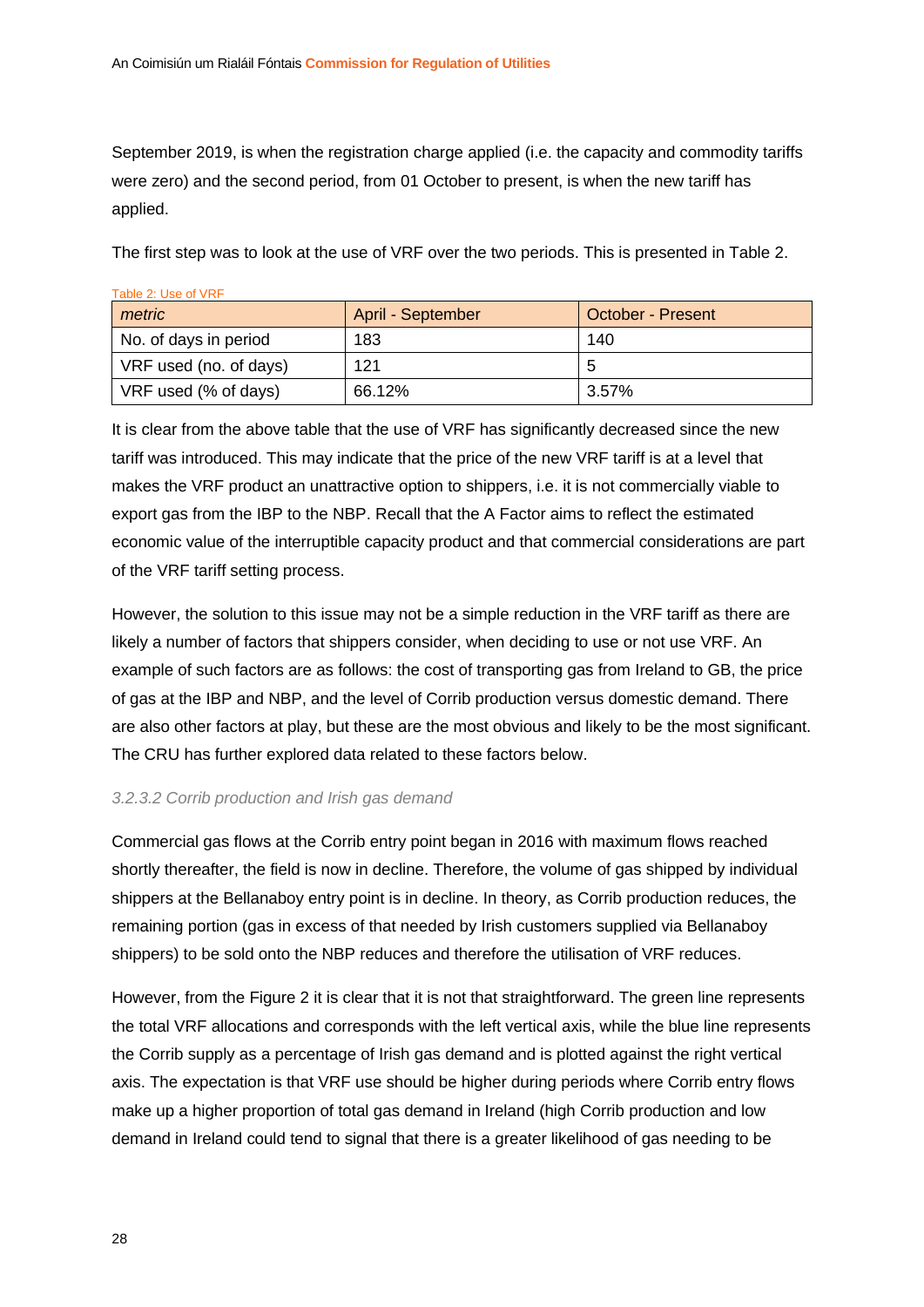September 2019, is when the registration charge applied (i.e. the capacity and commodity tariffs were zero) and the second period, from 01 October to present, is when the new tariff has applied.

The first step was to look at the use of VRF over the two periods. This is presented in Table 2.

Table 2: Use of VRF

| *metric* | April - September | October - Present |
|---|---|---|
| No. of days in period | 183 | 140 |
| VRF used (no. of days) | 121 | 5 |
| VRF used (% of days) | 66.12% | 3.57% |

It is clear from the above table that the use of VRF has significantly decreased since the new tariff was introduced. This may indicate that the price of the new VRF tariff is at a level that makes the VRF product an unattractive option to shippers, i.e. it is not commercially viable to export gas from the IBP to the NBP. Recall that the A Factor aims to reflect the estimated economic value of the interruptible capacity product and that commercial considerations are part of the VRF tariff setting process.

However, the solution to this issue may not be a simple reduction in the VRF tariff as there are likely a number of factors that shippers consider, when deciding to use or not use VRF. An example of such factors are as follows: the cost of transporting gas from Ireland to GB, the price of gas at the IBP and NBP, and the level of Corrib production versus domestic demand. There are also other factors at play, but these are the most obvious and likely to be the most significant. The CRU has further explored data related to these factors below.

#### *3.2.3.2 Corrib production and Irish gas demand*

Commercial gas flows at the Corrib entry point began in 2016 with maximum flows reached shortly thereafter, the field is now in decline. Therefore, the volume of gas shipped by individual shippers at the Bellanaboy entry point is in decline. In theory, as Corrib production reduces, the remaining portion (gas in excess of that needed by Irish customers supplied via Bellanaboy shippers) to be sold onto the NBP reduces and therefore the utilisation of VRF reduces.

However, from the Figure 2 it is clear that it is not that straightforward. The green line represents the total VRF allocations and corresponds with the left vertical axis, while the blue line represents the Corrib supply as a percentage of Irish gas demand and is plotted against the right vertical axis. The expectation is that VRF use should be higher during periods where Corrib entry flows make up a higher proportion of total gas demand in Ireland (high Corrib production and low demand in Ireland could tend to signal that there is a greater likelihood of gas needing to be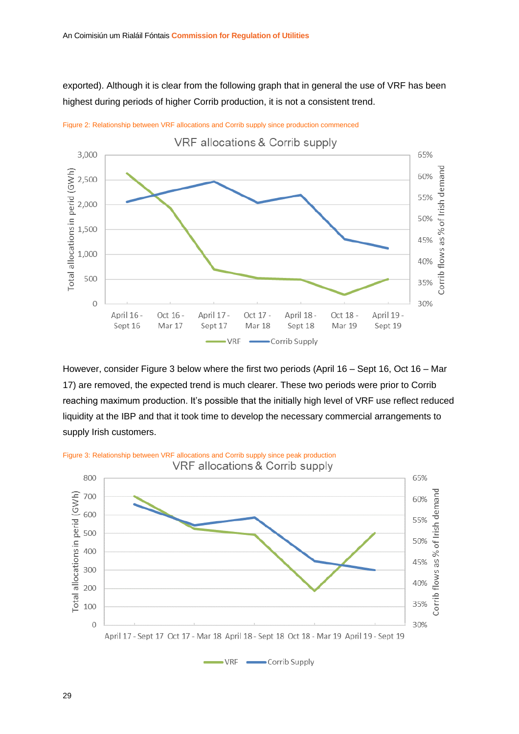exported). Although it is clear from the following graph that in general the use of VRF has been highest during periods of higher Corrib production, it is not a consistent trend.

Figure 2: Relationship between VRF allocations and Corrib supply since production commenced

However, consider Figure 3 below where the first two periods (April 16 – Sept 16, Oct 16 – Mar 17) are removed, the expected trend is much clearer. These two periods were prior to Corrib reaching maximum production. It's possible that the initially high level of VRF use reflect reduced liquidity at the IBP and that it took time to develop the necessary commercial arrangements to supply Irish customers.

Figure 3: Relationship between VRF allocations and Corrib supply since peak production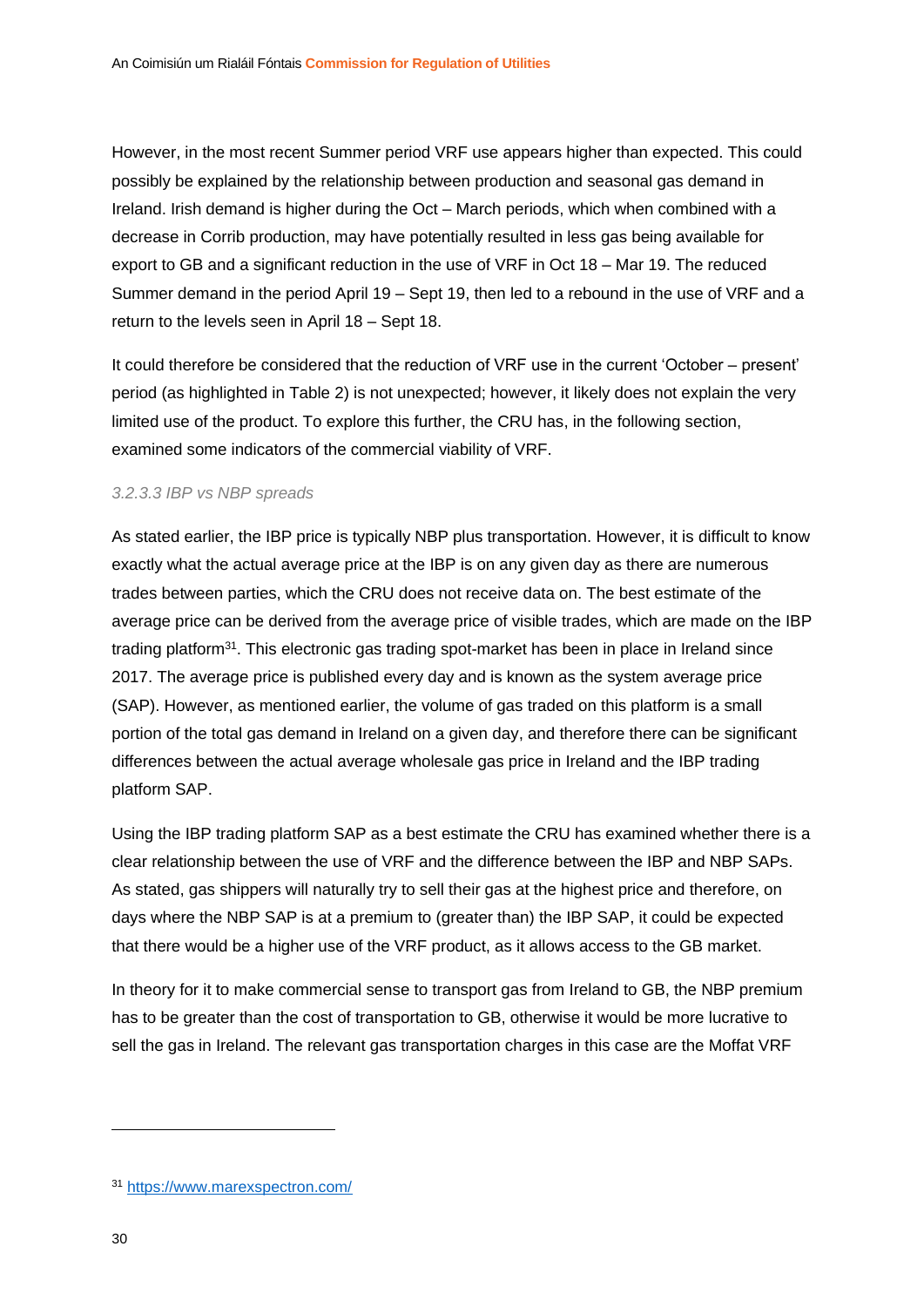However, in the most recent Summer period VRF use appears higher than expected. This could possibly be explained by the relationship between production and seasonal gas demand in Ireland. Irish demand is higher during the Oct – March periods, which when combined with a decrease in Corrib production, may have potentially resulted in less gas being available for export to GB and a significant reduction in the use of VRF in Oct 18 – Mar 19. The reduced Summer demand in the period April 19 – Sept 19, then led to a rebound in the use of VRF and a return to the levels seen in April 18 – Sept 18.

It could therefore be considered that the reduction of VRF use in the current 'October – present' period (as highlighted in Table 2) is not unexpected; however, it likely does not explain the very limited use of the product. To explore this further, the CRU has, in the following section, examined some indicators of the commercial viability of VRF.

#### *3.2.3.3 IBP vs NBP spreads*

As stated earlier, the IBP price is typically NBP plus transportation. However, it is difficult to know exactly what the actual average price at the IBP is on any given day as there are numerous trades between parties, which the CRU does not receive data on. The best estimate of the average price can be derived from the average price of visible trades, which are made on the IBP trading platform[31]. This electronic gas trading spot-market has been in place in Ireland since 2017. The average price is published every day and is known as the system average price (SAP). However, as mentioned earlier, the volume of gas traded on this platform is a small portion of the total gas demand in Ireland on a given day, and therefore there can be significant differences between the actual average wholesale gas price in Ireland and the IBP trading platform SAP.

Using the IBP trading platform SAP as a best estimate the CRU has examined whether there is a clear relationship between the use of VRF and the difference between the IBP and NBP SAPs. As stated, gas shippers will naturally try to sell their gas at the highest price and therefore, on days where the NBP SAP is at a premium to (greater than) the IBP SAP, it could be expected that there would be a higher use of the VRF product, as it allows access to the GB market.

In theory for it to make commercial sense to transport gas from Ireland to GB, the NBP premium has to be greater than the cost of transportation to GB, otherwise it would be more lucrative to sell the gas in Ireland. The relevant gas transportation charges in this case are the Moffat VRF

---

[31] https://www.marexspectron.com/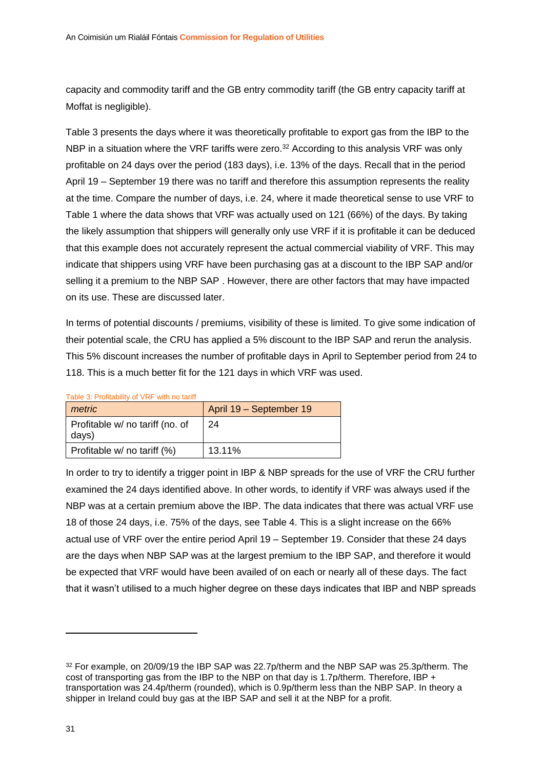capacity and commodity tariff and the GB entry commodity tariff (the GB entry capacity tariff at Moffat is negligible).

Table 3 presents the days where it was theoretically profitable to export gas from the IBP to the NBP in a situation where the VRF tariffs were zero.[32] According to this analysis VRF was only profitable on 24 days over the period (183 days), i.e. 13% of the days. Recall that in the period April 19 – September 19 there was no tariff and therefore this assumption represents the reality at the time. Compare the number of days, i.e. 24, where it made theoretical sense to use VRF to Table 1 where the data shows that VRF was actually used on 121 (66%) of the days. By taking the likely assumption that shippers will generally only use VRF if it is profitable it can be deduced that this example does not accurately represent the actual commercial viability of VRF. This may indicate that shippers using VRF have been purchasing gas at a discount to the IBP SAP and/or selling it a premium to the NBP SAP . However, there are other factors that may have impacted on its use. These are discussed later.

In terms of potential discounts / premiums, visibility of these is limited. To give some indication of their potential scale, the CRU has applied a 5% discount to the IBP SAP and rerun the analysis. This 5% discount increases the number of profitable days in April to September period from 24 to 118. This is a much better fit for the 121 days in which VRF was used.

Table 3: Profitability of VRF with no tariff

| *metric* | April 19 – September 19 |
|---|---|
| Profitable w/ no tariff (no. of days) | 24 |
| Profitable w/ no tariff (%) | 13.11% |

In order to try to identify a trigger point in IBP & NBP spreads for the use of VRF the CRU further examined the 24 days identified above. In other words, to identify if VRF was always used if the NBP was at a certain premium above the IBP. The data indicates that there was actual VRF use 18 of those 24 days, i.e. 75% of the days, see Table 4. This is a slight increase on the 66% actual use of VRF over the entire period April 19 – September 19. Consider that these 24 days are the days when NBP SAP was at the largest premium to the IBP SAP, and therefore it would be expected that VRF would have been availed of on each or nearly all of these days. The fact that it wasn't utilised to a much higher degree on these days indicates that IBP and NBP spreads

[32] For example, on 20/09/19 the IBP SAP was 22.7p/therm and the NBP SAP was 25.3p/therm. The cost of transporting gas from the IBP to the NBP on that day is 1.7p/therm. Therefore, IBP + transportation was 24.4p/therm (rounded), which is 0.9p/therm less than the NBP SAP. In theory a shipper in Ireland could buy gas at the IBP SAP and sell it at the NBP for a profit.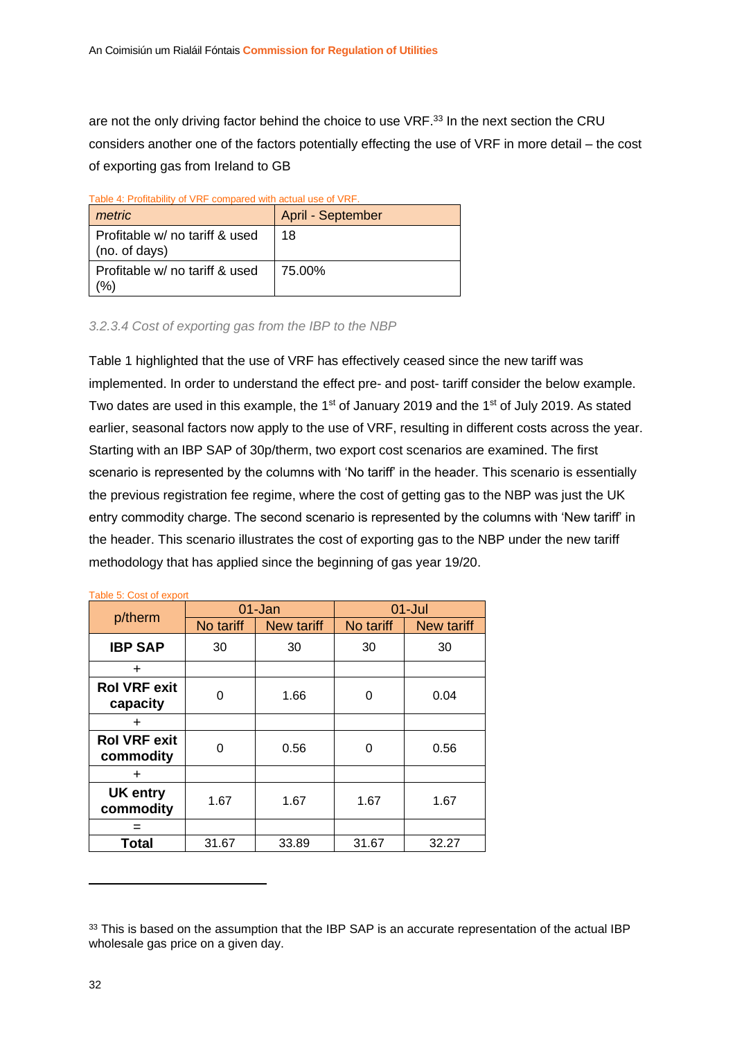are not the only driving factor behind the choice to use VRF.[33] In the next section the CRU considers another one of the factors potentially effecting the use of VRF in more detail – the cost of exporting gas from Ireland to GB

Table 4: Profitability of VRF compared with actual use of VRF.

| *metric* | April - September |
|---|---|
| Profitable w/ no tariff & used (no. of days) | 18 |
| Profitable w/ no tariff & used (%) | 75.00% |

### *3.2.3.4 Cost of exporting gas from the IBP to the NBP*

Table 1 highlighted that the use of VRF has effectively ceased since the new tariff was implemented. In order to understand the effect pre- and post- tariff consider the below example. Two dates are used in this example, the 1st of January 2019 and the 1st of July 2019. As stated earlier, seasonal factors now apply to the use of VRF, resulting in different costs across the year. Starting with an IBP SAP of 30p/therm, two export cost scenarios are examined. The first scenario is represented by the columns with 'No tariff' in the header. This scenario is essentially the previous registration fee regime, where the cost of getting gas to the NBP was just the UK entry commodity charge. The second scenario is represented by the columns with 'New tariff' in the header. This scenario illustrates the cost of exporting gas to the NBP under the new tariff methodology that has applied since the beginning of gas year 19/20.

Table 5: Cost of export

| p/therm | 01-Jan | | 01-Jul | |
|---|---|---|---|---|
| | No tariff | New tariff | No tariff | New tariff |
| **IBP SAP** | 30 | 30 | 30 | 30 |
| + | | | | |
| **RoI VRF exit capacity** | 0 | 1.66 | 0 | 0.04 |
| + | | | | |
| **RoI VRF exit commodity** | 0 | 0.56 | 0 | 0.56 |
| + | | | | |
| **UK entry commodity** | 1.67 | 1.67 | 1.67 | 1.67 |
| = | | | | |
| **Total** | 31.67 | 33.89 | 31.67 | 32.27 |

---

[33] This is based on the assumption that the IBP SAP is an accurate representation of the actual IBP wholesale gas price on a given day.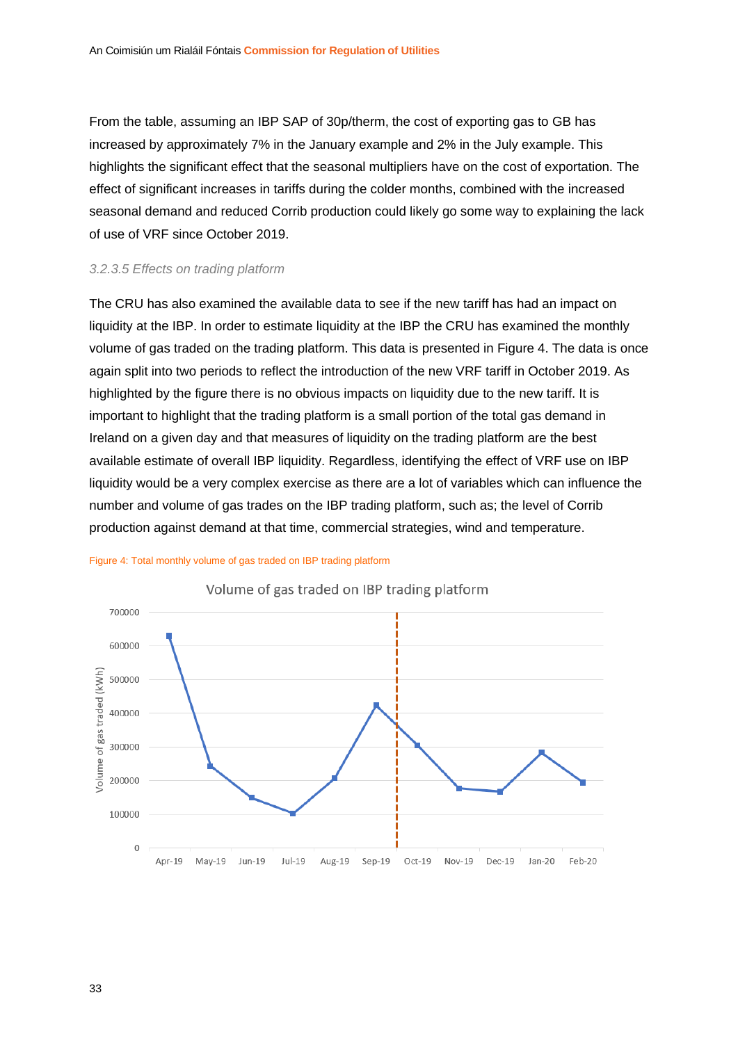From the table, assuming an IBP SAP of 30p/therm, the cost of exporting gas to GB has increased by approximately 7% in the January example and 2% in the July example. This highlights the significant effect that the seasonal multipliers have on the cost of exportation. The effect of significant increases in tariffs during the colder months, combined with the increased seasonal demand and reduced Corrib production could likely go some way to explaining the lack of use of VRF since October 2019.

### *3.2.3.5 Effects on trading platform*

The CRU has also examined the available data to see if the new tariff has had an impact on liquidity at the IBP. In order to estimate liquidity at the IBP the CRU has examined the monthly volume of gas traded on the trading platform. This data is presented in Figure 4. The data is once again split into two periods to reflect the introduction of the new VRF tariff in October 2019. As highlighted by the figure there is no obvious impacts on liquidity due to the new tariff. It is important to highlight that the trading platform is a small portion of the total gas demand in Ireland on a given day and that measures of liquidity on the trading platform are the best available estimate of overall IBP liquidity. Regardless, identifying the effect of VRF use on IBP liquidity would be a very complex exercise as there are a lot of variables which can influence the number and volume of gas trades on the IBP trading platform, such as; the level of Corrib production against demand at that time, commercial strategies, wind and temperature.

Figure 4: Total monthly volume of gas traded on IBP trading platform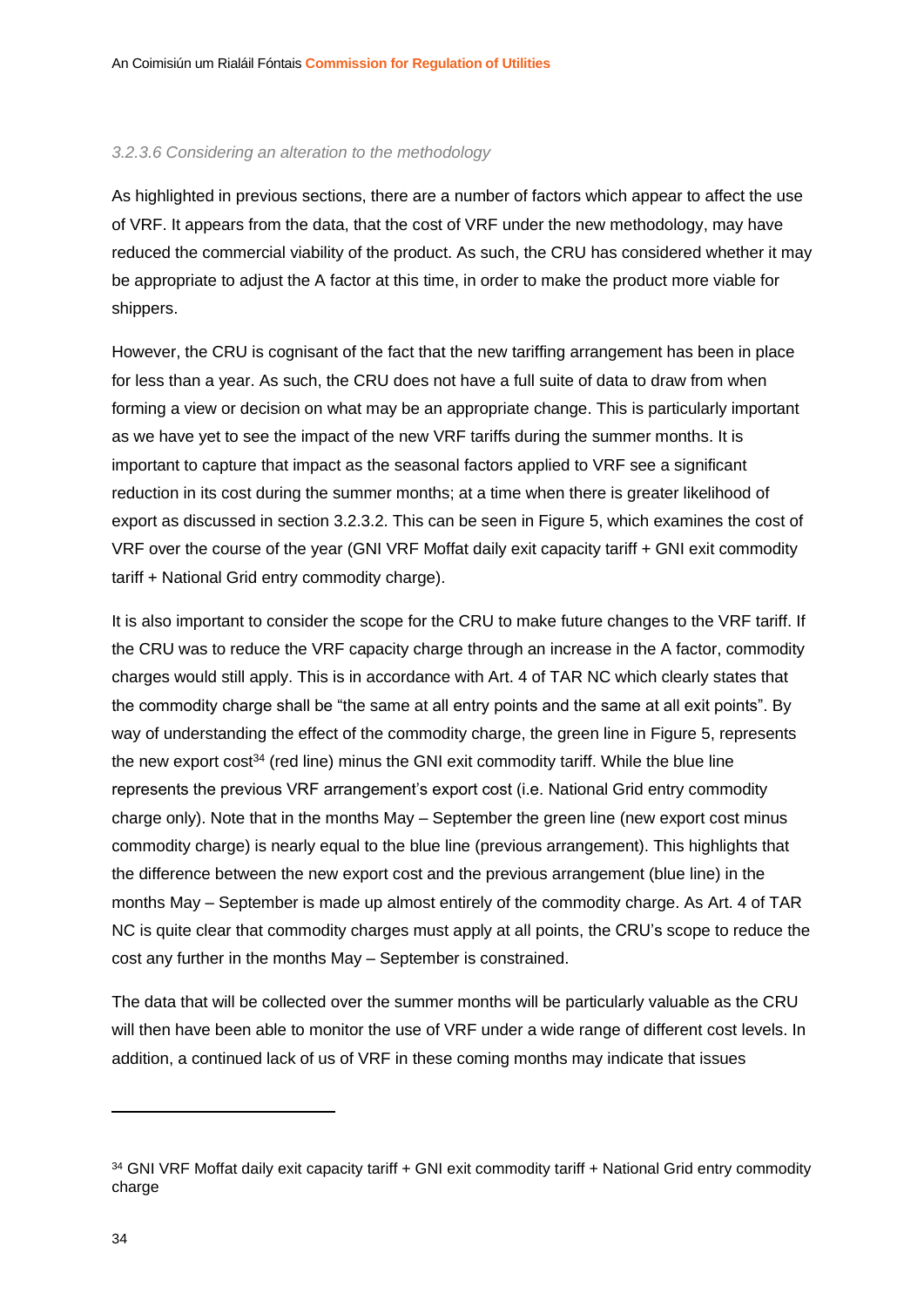#### *3.2.3.6 Considering an alteration to the methodology*

As highlighted in previous sections, there are a number of factors which appear to affect the use of VRF. It appears from the data, that the cost of VRF under the new methodology, may have reduced the commercial viability of the product. As such, the CRU has considered whether it may be appropriate to adjust the A factor at this time, in order to make the product more viable for shippers.

However, the CRU is cognisant of the fact that the new tariffing arrangement has been in place for less than a year. As such, the CRU does not have a full suite of data to draw from when forming a view or decision on what may be an appropriate change. This is particularly important as we have yet to see the impact of the new VRF tariffs during the summer months. It is important to capture that impact as the seasonal factors applied to VRF see a significant reduction in its cost during the summer months; at a time when there is greater likelihood of export as discussed in section 3.2.3.2. This can be seen in Figure 5, which examines the cost of VRF over the course of the year (GNI VRF Moffat daily exit capacity tariff + GNI exit commodity tariff + National Grid entry commodity charge).

It is also important to consider the scope for the CRU to make future changes to the VRF tariff. If the CRU was to reduce the VRF capacity charge through an increase in the A factor, commodity charges would still apply. This is in accordance with Art. 4 of TAR NC which clearly states that the commodity charge shall be "the same at all entry points and the same at all exit points". By way of understanding the effect of the commodity charge, the green line in Figure 5, represents the new export cost[34] (red line) minus the GNI exit commodity tariff. While the blue line represents the previous VRF arrangement's export cost (i.e. National Grid entry commodity charge only). Note that in the months May – September the green line (new export cost minus commodity charge) is nearly equal to the blue line (previous arrangement). This highlights that the difference between the new export cost and the previous arrangement (blue line) in the months May – September is made up almost entirely of the commodity charge. As Art. 4 of TAR NC is quite clear that commodity charges must apply at all points, the CRU's scope to reduce the cost any further in the months May – September is constrained.

The data that will be collected over the summer months will be particularly valuable as the CRU will then have been able to monitor the use of VRF under a wide range of different cost levels. In addition, a continued lack of us of VRF in these coming months may indicate that issues

[34] GNI VRF Moffat daily exit capacity tariff + GNI exit commodity tariff + National Grid entry commodity charge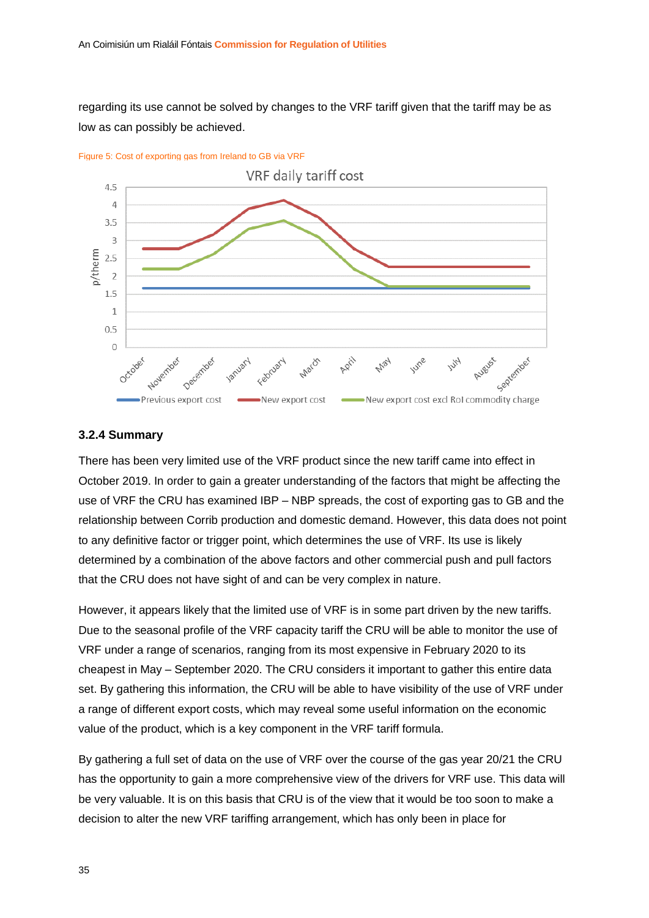regarding its use cannot be solved by changes to the VRF tariff given that the tariff may be as low as can possibly be achieved.

Figure 5: Cost of exporting gas from Ireland to GB via VRF

### 3.2.4 Summary

There has been very limited use of the VRF product since the new tariff came into effect in October 2019. In order to gain a greater understanding of the factors that might be affecting the use of VRF the CRU has examined IBP – NBP spreads, the cost of exporting gas to GB and the relationship between Corrib production and domestic demand. However, this data does not point to any definitive factor or trigger point, which determines the use of VRF. Its use is likely determined by a combination of the above factors and other commercial push and pull factors that the CRU does not have sight of and can be very complex in nature.

However, it appears likely that the limited use of VRF is in some part driven by the new tariffs. Due to the seasonal profile of the VRF capacity tariff the CRU will be able to monitor the use of VRF under a range of scenarios, ranging from its most expensive in February 2020 to its cheapest in May – September 2020. The CRU considers it important to gather this entire data set. By gathering this information, the CRU will be able to have visibility of the use of VRF under a range of different export costs, which may reveal some useful information on the economic value of the product, which is a key component in the VRF tariff formula.

By gathering a full set of data on the use of VRF over the course of the gas year 20/21 the CRU has the opportunity to gain a more comprehensive view of the drivers for VRF use. This data will be very valuable. It is on this basis that CRU is of the view that it would be too soon to make a decision to alter the new VRF tariffing arrangement, which has only been in place for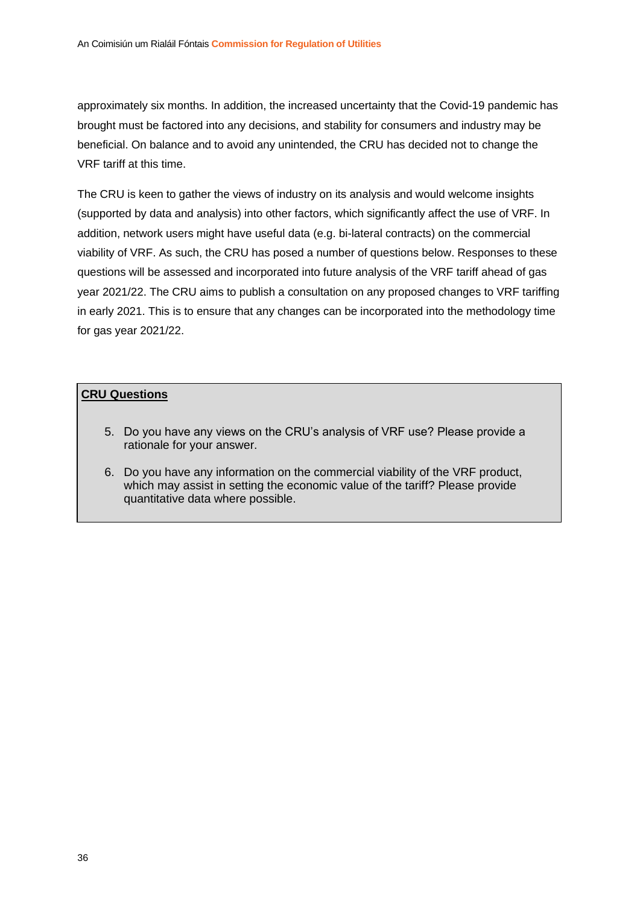approximately six months. In addition, the increased uncertainty that the Covid-19 pandemic has brought must be factored into any decisions, and stability for consumers and industry may be beneficial. On balance and to avoid any unintended, the CRU has decided not to change the VRF tariff at this time.

The CRU is keen to gather the views of industry on its analysis and would welcome insights (supported by data and analysis) into other factors, which significantly affect the use of VRF. In addition, network users might have useful data (e.g. bi-lateral contracts) on the commercial viability of VRF. As such, the CRU has posed a number of questions below. Responses to these questions will be assessed and incorporated into future analysis of the VRF tariff ahead of gas year 2021/22. The CRU aims to publish a consultation on any proposed changes to VRF tariffing in early 2021. This is to ensure that any changes can be incorporated into the methodology time for gas year 2021/22.

**CRU Questions**

5. Do you have any views on the CRU's analysis of VRF use? Please provide a rationale for your answer.
6. Do you have any information on the commercial viability of the VRF product, which may assist in setting the economic value of the tariff? Please provide quantitative data where possible.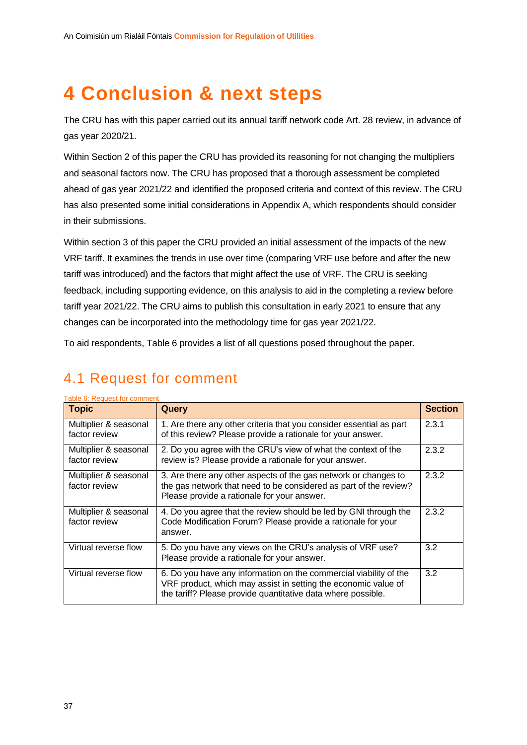# 4 Conclusion & next steps

The CRU has with this paper carried out its annual tariff network code Art. 28 review, in advance of gas year 2020/21.

Within Section 2 of this paper the CRU has provided its reasoning for not changing the multipliers and seasonal factors now. The CRU has proposed that a thorough assessment be completed ahead of gas year 2021/22 and identified the proposed criteria and context of this review. The CRU has also presented some initial considerations in Appendix A, which respondents should consider in their submissions.

Within section 3 of this paper the CRU provided an initial assessment of the impacts of the new VRF tariff. It examines the trends in use over time (comparing VRF use before and after the new tariff was introduced) and the factors that might affect the use of VRF. The CRU is seeking feedback, including supporting evidence, on this analysis to aid in the completing a review before tariff year 2021/22. The CRU aims to publish this consultation in early 2021 to ensure that any changes can be incorporated into the methodology time for gas year 2021/22.

To aid respondents, Table 6 provides a list of all questions posed throughout the paper.

## 4.1 Request for comment

Table 6: Request for comment

| Topic | Query | Section |
|---|---|---|
| Multiplier & seasonal factor review | 1. Are there any other criteria that you consider essential as part of this review? Please provide a rationale for your answer. | 2.3.1 |
| Multiplier & seasonal factor review | 2. Do you agree with the CRU's view of what the context of the review is? Please provide a rationale for your answer. | 2.3.2 |
| Multiplier & seasonal factor review | 3. Are there any other aspects of the gas network or changes to the gas network that need to be considered as part of the review? Please provide a rationale for your answer. | 2.3.2 |
| Multiplier & seasonal factor review | 4. Do you agree that the review should be led by GNI through the Code Modification Forum? Please provide a rationale for your answer. | 2.3.2 |
| Virtual reverse flow | 5. Do you have any views on the CRU's analysis of VRF use? Please provide a rationale for your answer. | 3.2 |
| Virtual reverse flow | 6. Do you have any information on the commercial viability of the VRF product, which may assist in setting the economic value of the tariff? Please provide quantitative data where possible. | 3.2 |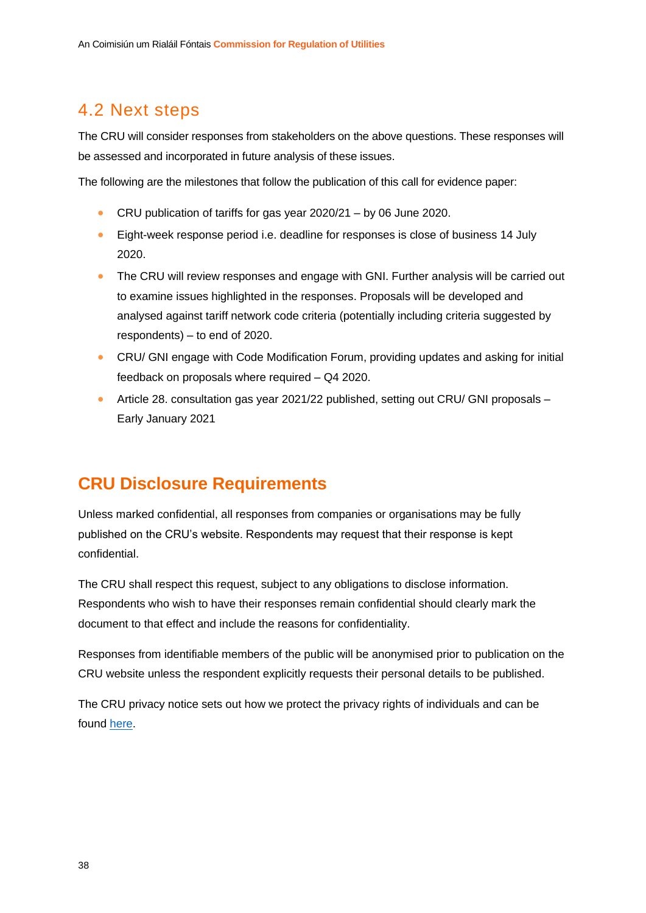## 4.2 Next steps

The CRU will consider responses from stakeholders on the above questions. These responses will be assessed and incorporated in future analysis of these issues.

The following are the milestones that follow the publication of this call for evidence paper:

- CRU publication of tariffs for gas year 2020/21 – by 06 June 2020.
- Eight-week response period i.e. deadline for responses is close of business 14 July 2020.
- The CRU will review responses and engage with GNI. Further analysis will be carried out to examine issues highlighted in the responses. Proposals will be developed and analysed against tariff network code criteria (potentially including criteria suggested by respondents) – to end of 2020.
- CRU/ GNI engage with Code Modification Forum, providing updates and asking for initial feedback on proposals where required – Q4 2020.
- Article 28. consultation gas year 2021/22 published, setting out CRU/ GNI proposals – Early January 2021

# CRU Disclosure Requirements

Unless marked confidential, all responses from companies or organisations may be fully published on the CRU's website. Respondents may request that their response is kept confidential.

The CRU shall respect this request, subject to any obligations to disclose information. Respondents who wish to have their responses remain confidential should clearly mark the document to that effect and include the reasons for confidentiality.

Responses from identifiable members of the public will be anonymised prior to publication on the CRU website unless the respondent explicitly requests their personal details to be published.

The CRU privacy notice sets out how we protect the privacy rights of individuals and can be found here.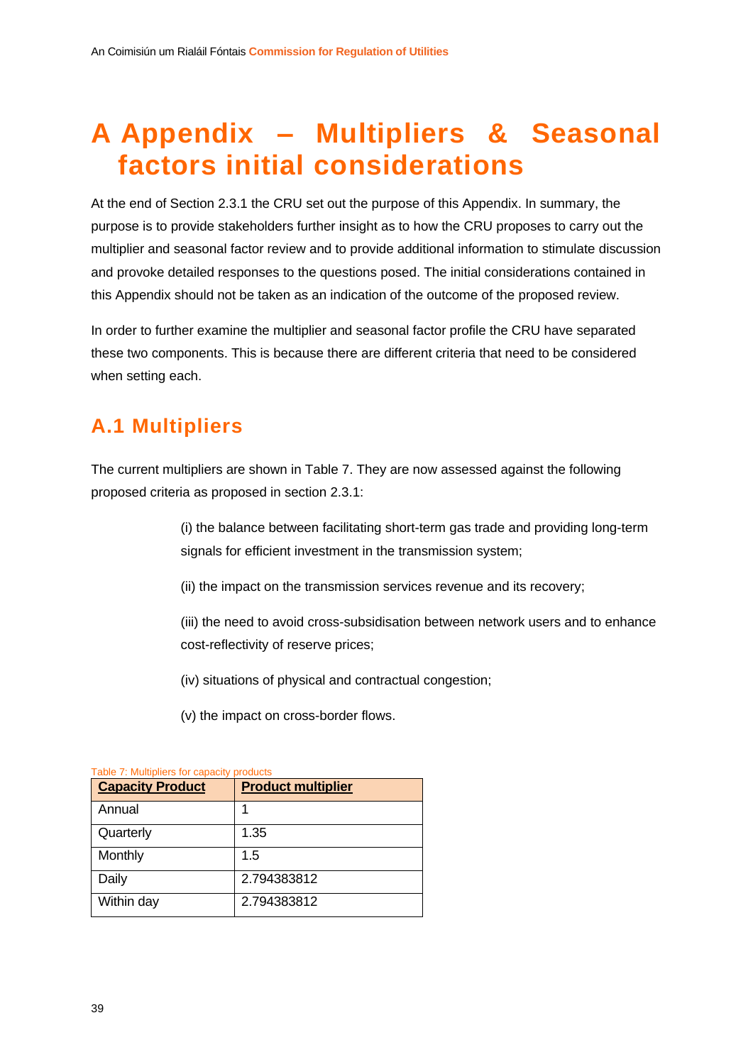# A Appendix – Multipliers & Seasonal factors initial considerations

At the end of Section 2.3.1 the CRU set out the purpose of this Appendix. In summary, the purpose is to provide stakeholders further insight as to how the CRU proposes to carry out the multiplier and seasonal factor review and to provide additional information to stimulate discussion and provoke detailed responses to the questions posed. The initial considerations contained in this Appendix should not be taken as an indication of the outcome of the proposed review.

In order to further examine the multiplier and seasonal factor profile the CRU have separated these two components. This is because there are different criteria that need to be considered when setting each.

## A.1 Multipliers

The current multipliers are shown in Table 7. They are now assessed against the following proposed criteria as proposed in section 2.3.1:

> (i) the balance between facilitating short-term gas trade and providing long-term signals for efficient investment in the transmission system;
>
> (ii) the impact on the transmission services revenue and its recovery;
>
> (iii) the need to avoid cross-subsidisation between network users and to enhance cost-reflectivity of reserve prices;
>
> (iv) situations of physical and contractual congestion;
>
> (v) the impact on cross-border flows.

Table 7: Multipliers for capacity products

| Capacity Product | Product multiplier |
|---|---|
| Annual | 1 |
| Quarterly | 1.35 |
| Monthly | 1.5 |
| Daily | 2.794383812 |
| Within day | 2.794383812 |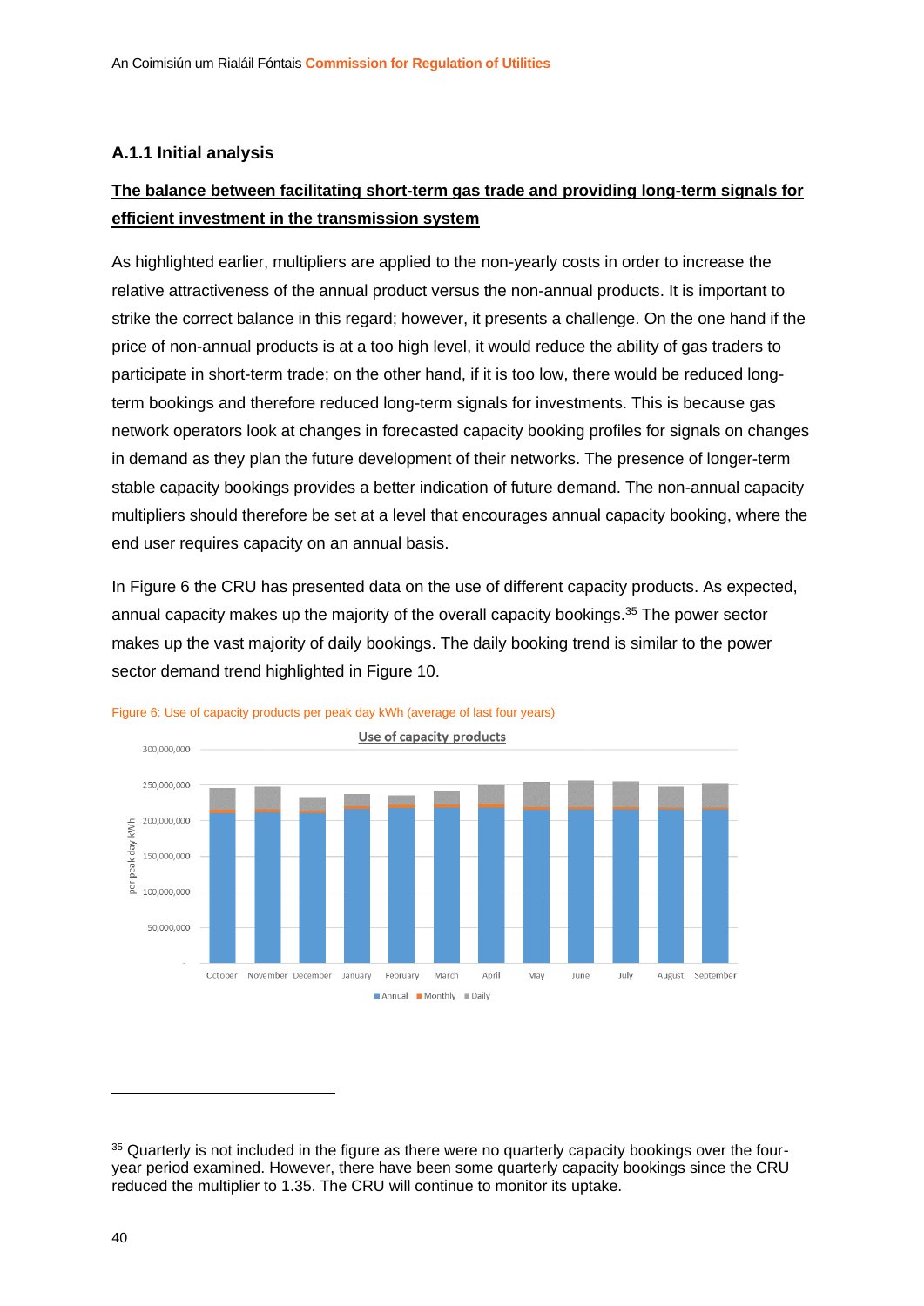### A.1.1 Initial analysis

**The balance between facilitating short-term gas trade and providing long-term signals for efficient investment in the transmission system**

As highlighted earlier, multipliers are applied to the non-yearly costs in order to increase the relative attractiveness of the annual product versus the non-annual products. It is important to strike the correct balance in this regard; however, it presents a challenge. On the one hand if the price of non-annual products is at a too high level, it would reduce the ability of gas traders to participate in short-term trade; on the other hand, if it is too low, there would be reduced long-term bookings and therefore reduced long-term signals for investments. This is because gas network operators look at changes in forecasted capacity booking profiles for signals on changes in demand as they plan the future development of their networks. The presence of longer-term stable capacity bookings provides a better indication of future demand. The non-annual capacity multipliers should therefore be set at a level that encourages annual capacity booking, where the end user requires capacity on an annual basis.

In Figure 6 the CRU has presented data on the use of different capacity products. As expected, annual capacity makes up the majority of the overall capacity bookings.[35] The power sector makes up the vast majority of daily bookings. The daily booking trend is similar to the power sector demand trend highlighted in Figure 10.

Figure 6: Use of capacity products per peak day kWh (average of last four years)

[35] Quarterly is not included in the figure as there were no quarterly capacity bookings over the four-year period examined. However, there have been some quarterly capacity bookings since the CRU reduced the multiplier to 1.35. The CRU will continue to monitor its uptake.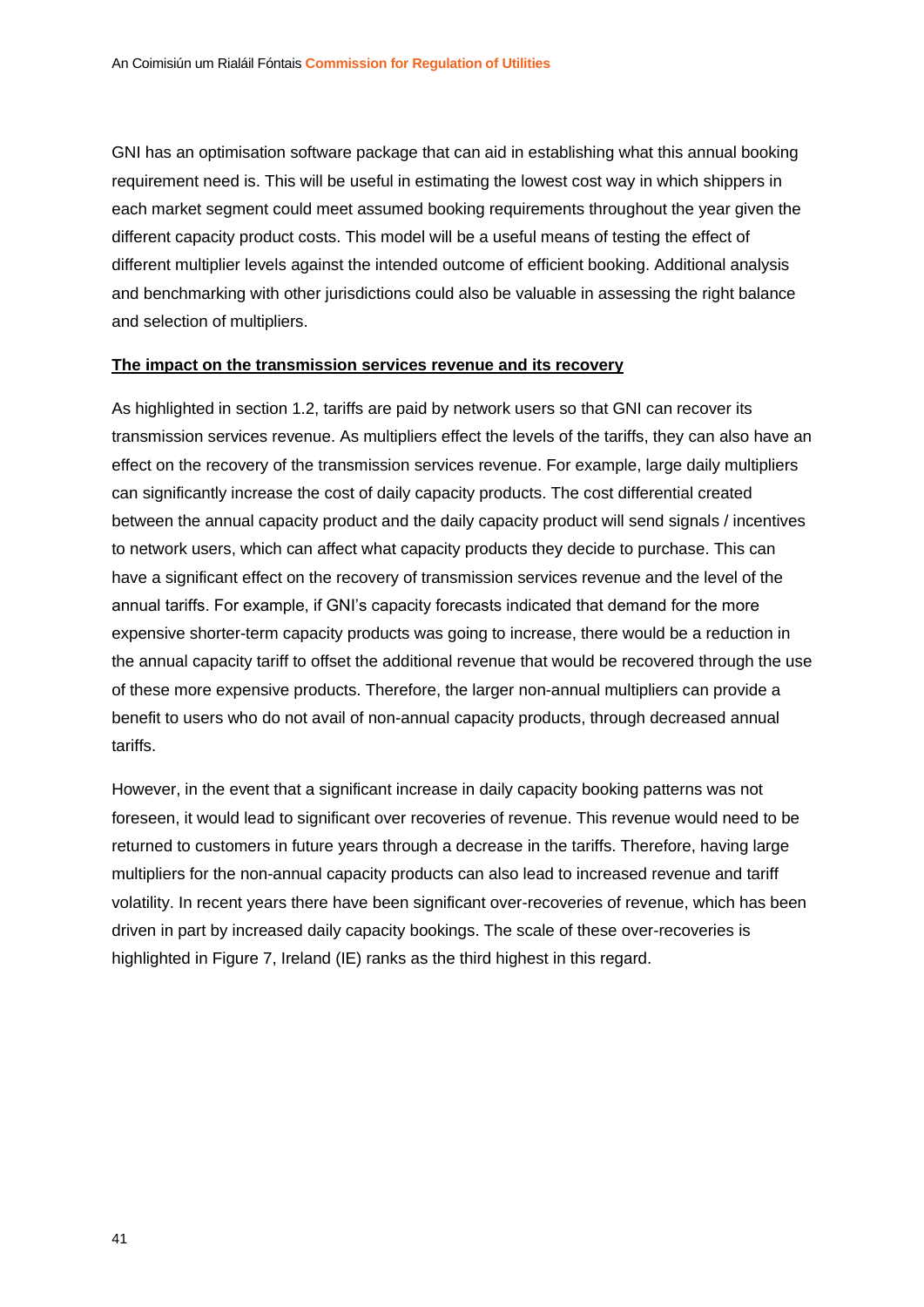GNI has an optimisation software package that can aid in establishing what this annual booking requirement need is. This will be useful in estimating the lowest cost way in which shippers in each market segment could meet assumed booking requirements throughout the year given the different capacity product costs. This model will be a useful means of testing the effect of different multiplier levels against the intended outcome of efficient booking. Additional analysis and benchmarking with other jurisdictions could also be valuable in assessing the right balance and selection of multipliers.

**The impact on the transmission services revenue and its recovery**

As highlighted in section 1.2, tariffs are paid by network users so that GNI can recover its transmission services revenue. As multipliers effect the levels of the tariffs, they can also have an effect on the recovery of the transmission services revenue. For example, large daily multipliers can significantly increase the cost of daily capacity products. The cost differential created between the annual capacity product and the daily capacity product will send signals / incentives to network users, which can affect what capacity products they decide to purchase. This can have a significant effect on the recovery of transmission services revenue and the level of the annual tariffs. For example, if GNI's capacity forecasts indicated that demand for the more expensive shorter-term capacity products was going to increase, there would be a reduction in the annual capacity tariff to offset the additional revenue that would be recovered through the use of these more expensive products. Therefore, the larger non-annual multipliers can provide a benefit to users who do not avail of non-annual capacity products, through decreased annual tariffs.

However, in the event that a significant increase in daily capacity booking patterns was not foreseen, it would lead to significant over recoveries of revenue. This revenue would need to be returned to customers in future years through a decrease in the tariffs. Therefore, having large multipliers for the non-annual capacity products can also lead to increased revenue and tariff volatility. In recent years there have been significant over-recoveries of revenue, which has been driven in part by increased daily capacity bookings. The scale of these over-recoveries is highlighted in Figure 7, Ireland (IE) ranks as the third highest in this regard.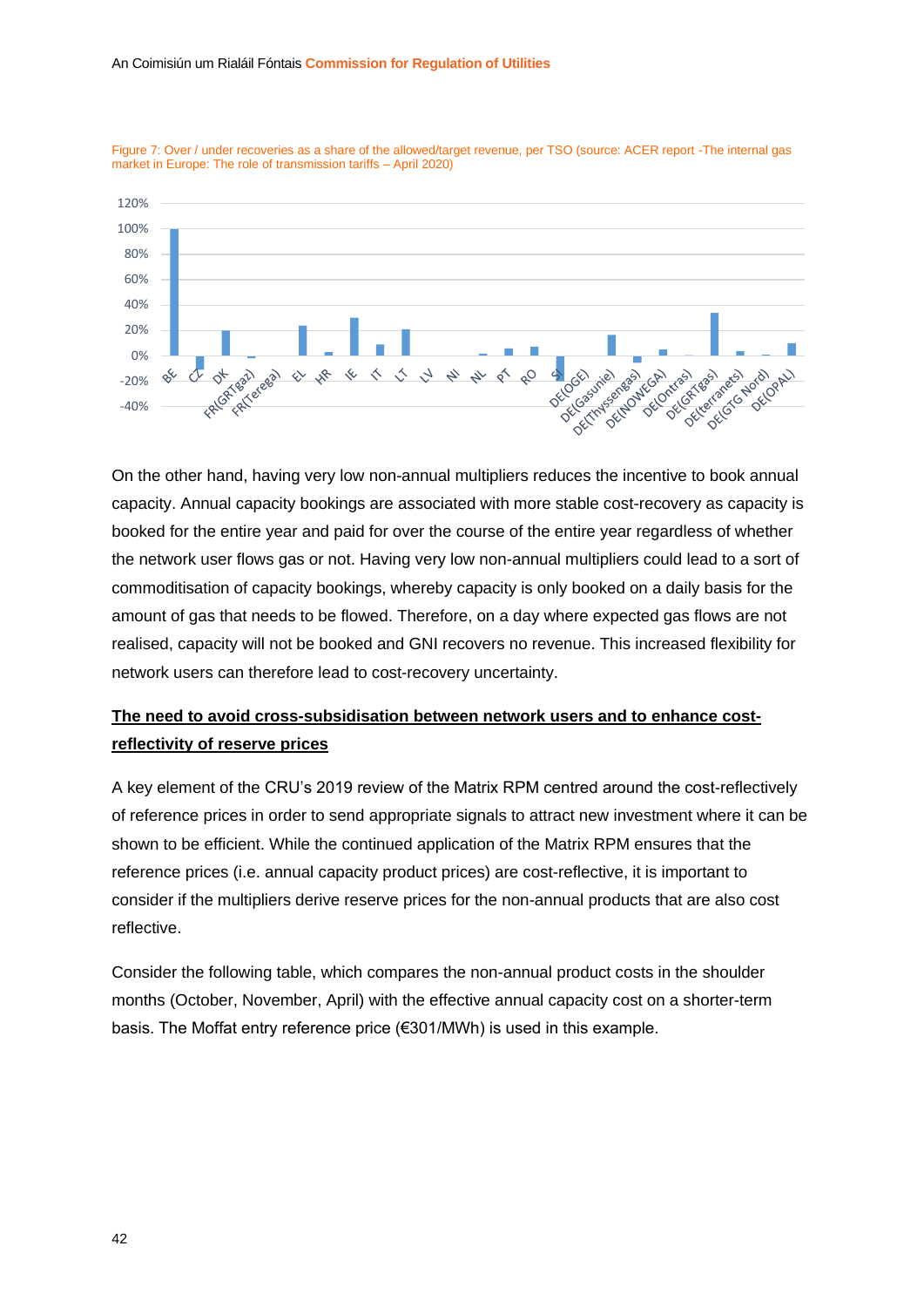Figure 7: Over / under recoveries as a share of the allowed/target revenue, per TSO (source: ACER report -The internal gas market in Europe: The role of transmission tariffs – April 2020)

On the other hand, having very low non-annual multipliers reduces the incentive to book annual capacity. Annual capacity bookings are associated with more stable cost-recovery as capacity is booked for the entire year and paid for over the course of the entire year regardless of whether the network user flows gas or not. Having very low non-annual multipliers could lead to a sort of commoditisation of capacity bookings, whereby capacity is only booked on a daily basis for the amount of gas that needs to be flowed. Therefore, on a day where expected gas flows are not realised, capacity will not be booked and GNI recovers no revenue. This increased flexibility for network users can therefore lead to cost-recovery uncertainty.

**The need to avoid cross-subsidisation between network users and to enhance cost-reflectivity of reserve prices**

A key element of the CRU's 2019 review of the Matrix RPM centred around the cost-reflectively of reference prices in order to send appropriate signals to attract new investment where it can be shown to be efficient. While the continued application of the Matrix RPM ensures that the reference prices (i.e. annual capacity product prices) are cost-reflective, it is important to consider if the multipliers derive reserve prices for the non-annual products that are also cost reflective.

Consider the following table, which compares the non-annual product costs in the shoulder months (October, November, April) with the effective annual capacity cost on a shorter-term basis. The Moffat entry reference price (€301/MWh) is used in this example.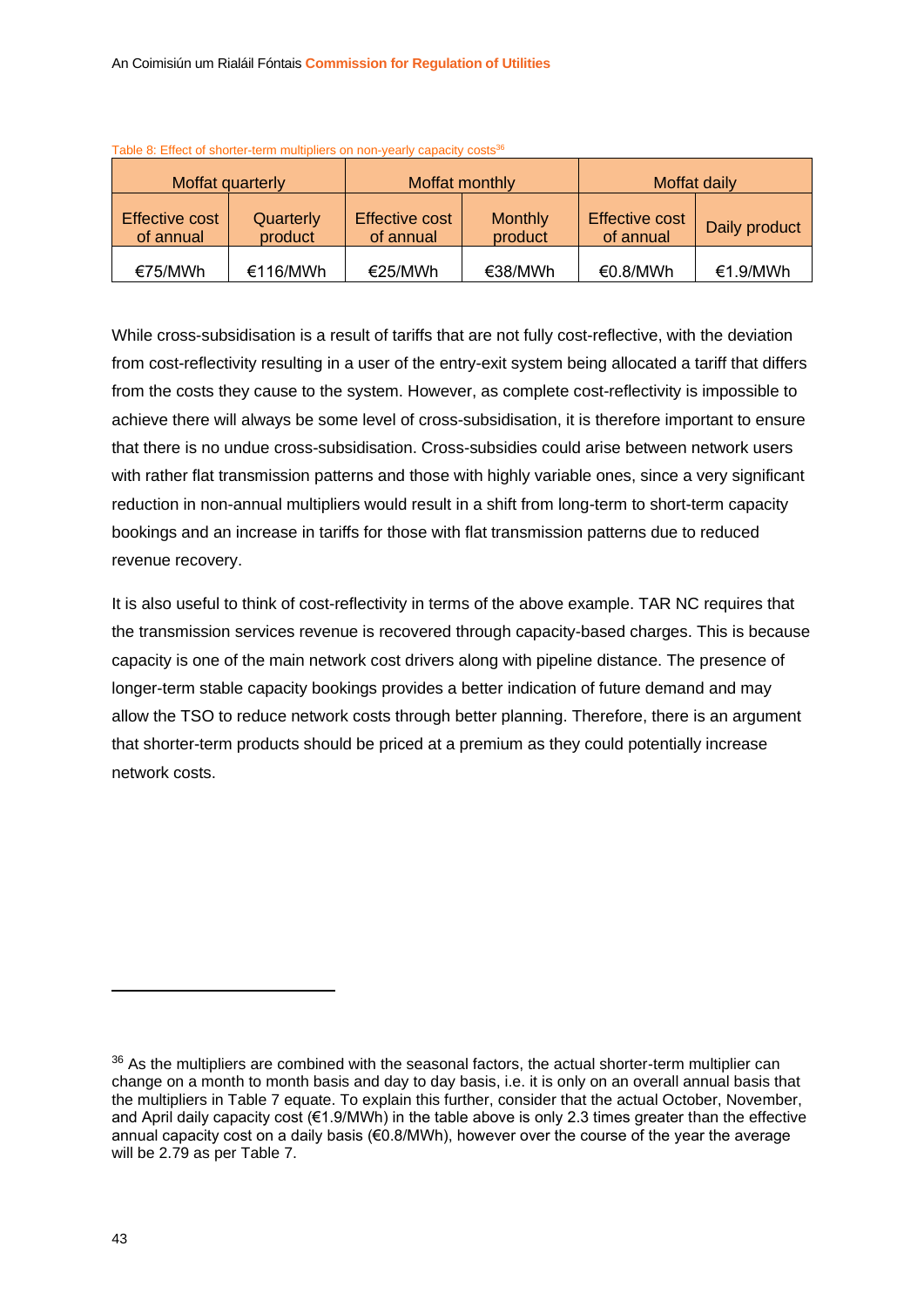Table 8: Effect of shorter-term multipliers on non-yearly capacity costs[36]

| Moffat quarterly | | Moffat monthly | | Moffat daily | |
|---|---|---|---|---|---|
| Effective cost of annual | Quarterly product | Effective cost of annual | Monthly product | Effective cost of annual | Daily product |
| €75/MWh | €116/MWh | €25/MWh | €38/MWh | €0.8/MWh | €1.9/MWh |

While cross-subsidisation is a result of tariffs that are not fully cost-reflective, with the deviation from cost-reflectivity resulting in a user of the entry-exit system being allocated a tariff that differs from the costs they cause to the system. However, as complete cost-reflectivity is impossible to achieve there will always be some level of cross-subsidisation, it is therefore important to ensure that there is no undue cross-subsidisation. Cross-subsidies could arise between network users with rather flat transmission patterns and those with highly variable ones, since a very significant reduction in non-annual multipliers would result in a shift from long-term to short-term capacity bookings and an increase in tariffs for those with flat transmission patterns due to reduced revenue recovery.

It is also useful to think of cost-reflectivity in terms of the above example. TAR NC requires that the transmission services revenue is recovered through capacity-based charges. This is because capacity is one of the main network cost drivers along with pipeline distance. The presence of longer-term stable capacity bookings provides a better indication of future demand and may allow the TSO to reduce network costs through better planning. Therefore, there is an argument that shorter-term products should be priced at a premium as they could potentially increase network costs.

[36] As the multipliers are combined with the seasonal factors, the actual shorter-term multiplier can change on a month to month basis and day to day basis, i.e. it is only on an overall annual basis that the multipliers in Table 7 equate. To explain this further, consider that the actual October, November, and April daily capacity cost (€1.9/MWh) in the table above is only 2.3 times greater than the effective annual capacity cost on a daily basis (€0.8/MWh), however over the course of the year the average will be 2.79 as per Table 7.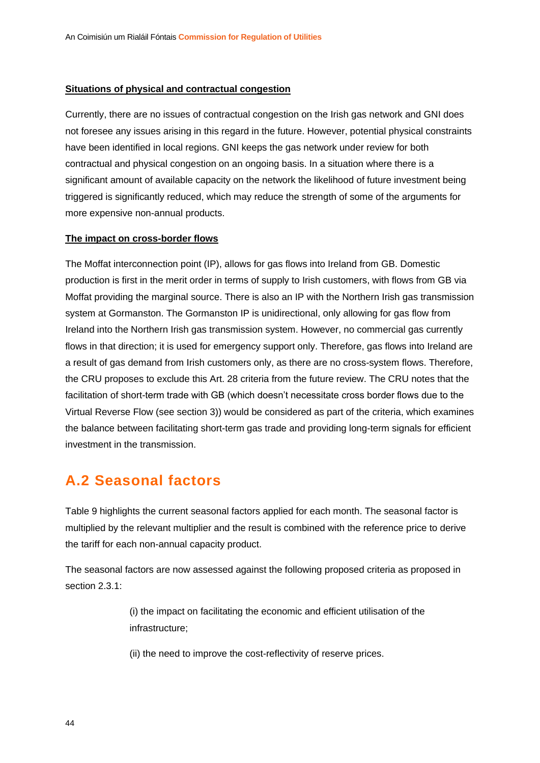**Situations of physical and contractual congestion**

Currently, there are no issues of contractual congestion on the Irish gas network and GNI does not foresee any issues arising in this regard in the future. However, potential physical constraints have been identified in local regions. GNI keeps the gas network under review for both contractual and physical congestion on an ongoing basis. In a situation where there is a significant amount of available capacity on the network the likelihood of future investment being triggered is significantly reduced, which may reduce the strength of some of the arguments for more expensive non-annual products.

**The impact on cross-border flows**

The Moffat interconnection point (IP), allows for gas flows into Ireland from GB. Domestic production is first in the merit order in terms of supply to Irish customers, with flows from GB via Moffat providing the marginal source. There is also an IP with the Northern Irish gas transmission system at Gormanston. The Gormanston IP is unidirectional, only allowing for gas flow from Ireland into the Northern Irish gas transmission system. However, no commercial gas currently flows in that direction; it is used for emergency support only. Therefore, gas flows into Ireland are a result of gas demand from Irish customers only, as there are no cross-system flows. Therefore, the CRU proposes to exclude this Art. 28 criteria from the future review. The CRU notes that the facilitation of short-term trade with GB (which doesn't necessitate cross border flows due to the Virtual Reverse Flow (see section 3)) would be considered as part of the criteria, which examines the balance between facilitating short-term gas trade and providing long-term signals for efficient investment in the transmission.

## A.2 Seasonal factors

Table 9 highlights the current seasonal factors applied for each month. The seasonal factor is multiplied by the relevant multiplier and the result is combined with the reference price to derive the tariff for each non-annual capacity product.

The seasonal factors are now assessed against the following proposed criteria as proposed in section 2.3.1:

> (i) the impact on facilitating the economic and efficient utilisation of the infrastructure;
>
> (ii) the need to improve the cost-reflectivity of reserve prices.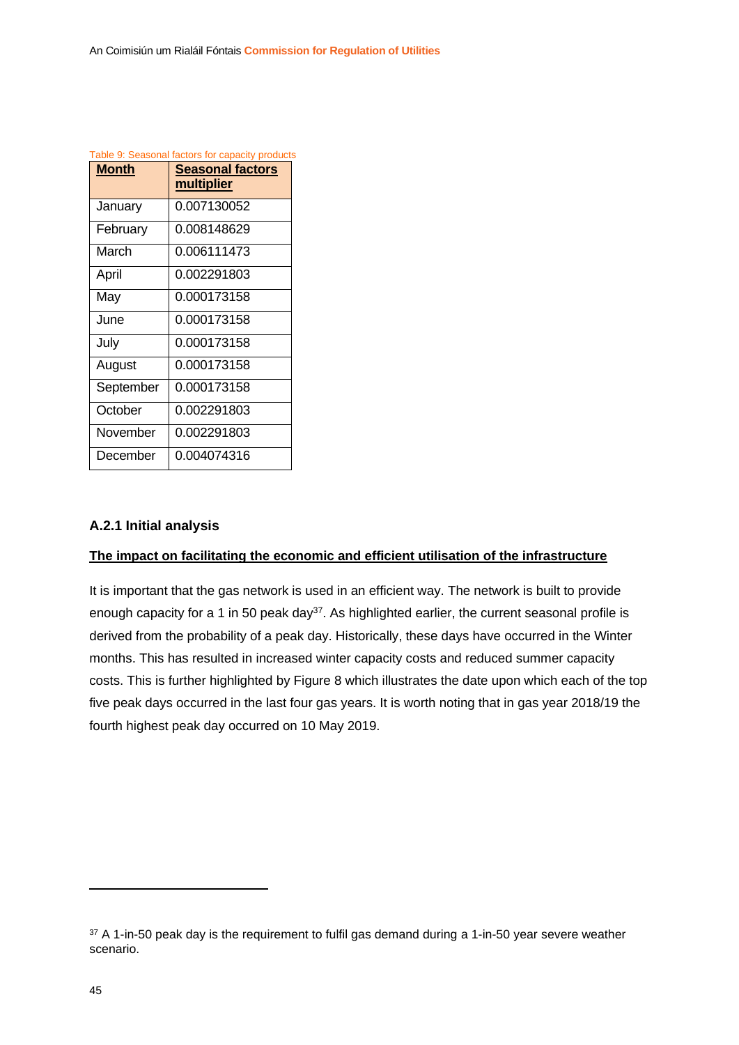Table 9: Seasonal factors for capacity products

| **Month** | **Seasonal factors multiplier** |
|---|---|
| January | 0.007130052 |
| February | 0.008148629 |
| March | 0.006111473 |
| April | 0.002291803 |
| May | 0.000173158 |
| June | 0.000173158 |
| July | 0.000173158 |
| August | 0.000173158 |
| September | 0.000173158 |
| October | 0.002291803 |
| November | 0.002291803 |
| December | 0.004074316 |

### A.2.1 Initial analysis

**The impact on facilitating the economic and efficient utilisation of the infrastructure**

It is important that the gas network is used in an efficient way. The network is built to provide enough capacity for a 1 in 50 peak day[37]. As highlighted earlier, the current seasonal profile is derived from the probability of a peak day. Historically, these days have occurred in the Winter months. This has resulted in increased winter capacity costs and reduced summer capacity costs. This is further highlighted by Figure 8 which illustrates the date upon which each of the top five peak days occurred in the last four gas years. It is worth noting that in gas year 2018/19 the fourth highest peak day occurred on 10 May 2019.

[37] A 1-in-50 peak day is the requirement to fulfil gas demand during a 1-in-50 year severe weather scenario.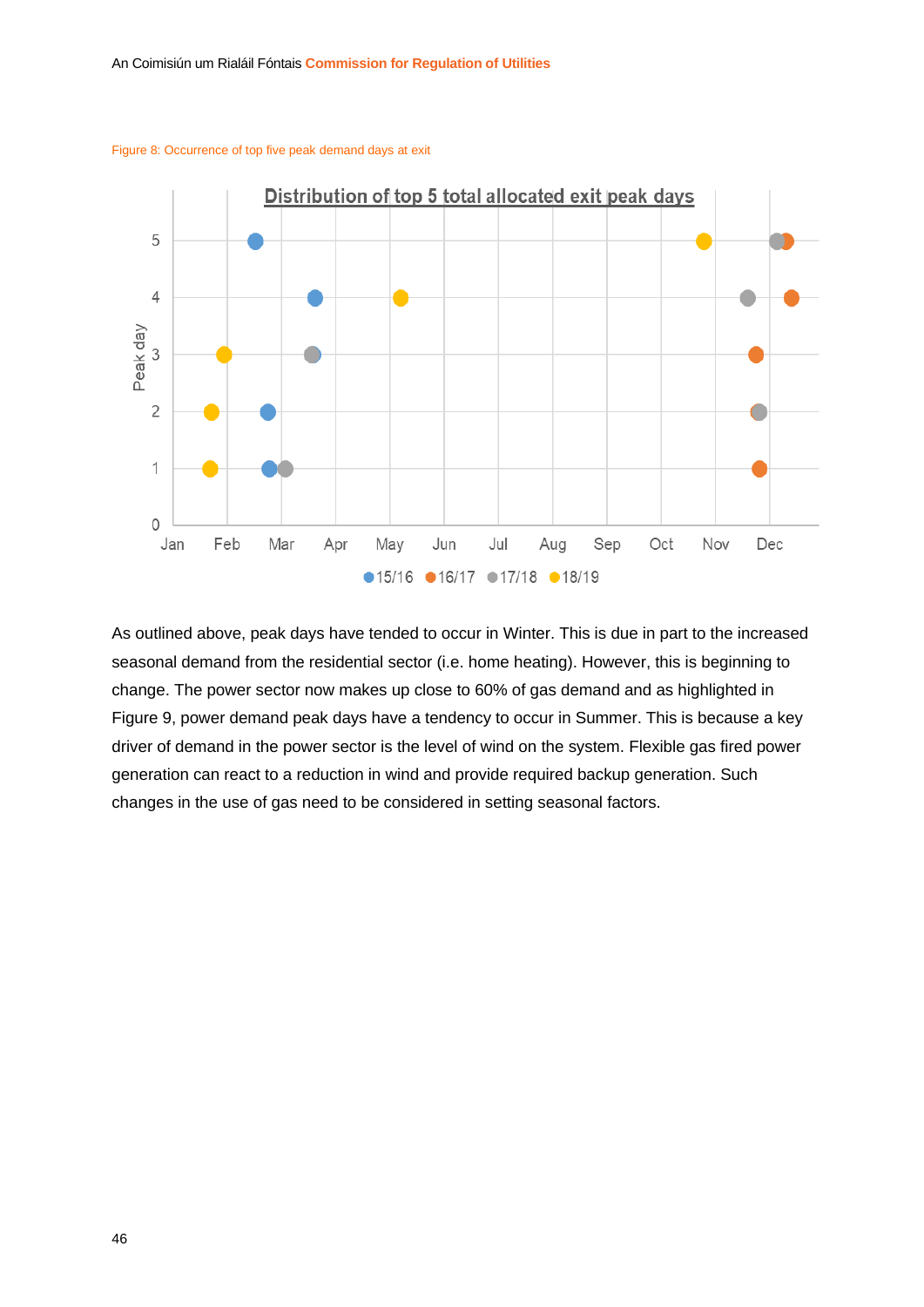Figure 8: Occurrence of top five peak demand days at exit

As outlined above, peak days have tended to occur in Winter. This is due in part to the increased seasonal demand from the residential sector (i.e. home heating). However, this is beginning to change. The power sector now makes up close to 60% of gas demand and as highlighted in Figure 9, power demand peak days have a tendency to occur in Summer. This is because a key driver of demand in the power sector is the level of wind on the system. Flexible gas fired power generation can react to a reduction in wind and provide required backup generation. Such changes in the use of gas need to be considered in setting seasonal factors.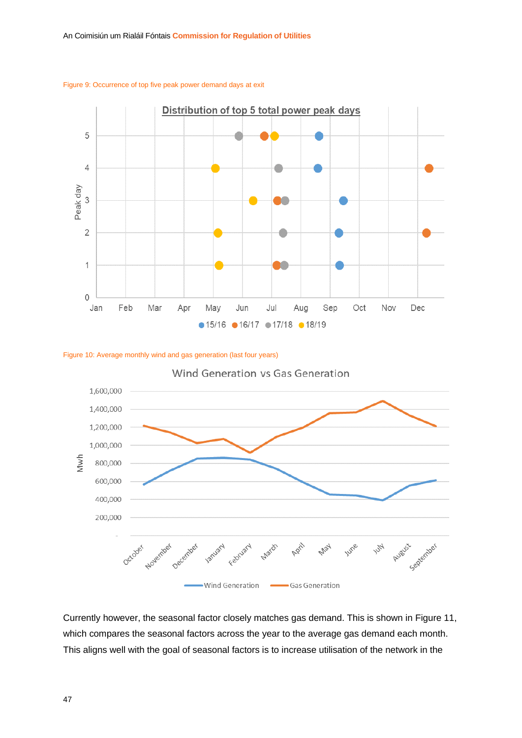Figure 9: Occurrence of top five peak power demand days at exit

Figure 10: Average monthly wind and gas generation (last four years)

Currently however, the seasonal factor closely matches gas demand. This is shown in Figure 11, which compares the seasonal factors across the year to the average gas demand each month. This aligns well with the goal of seasonal factors is to increase utilisation of the network in the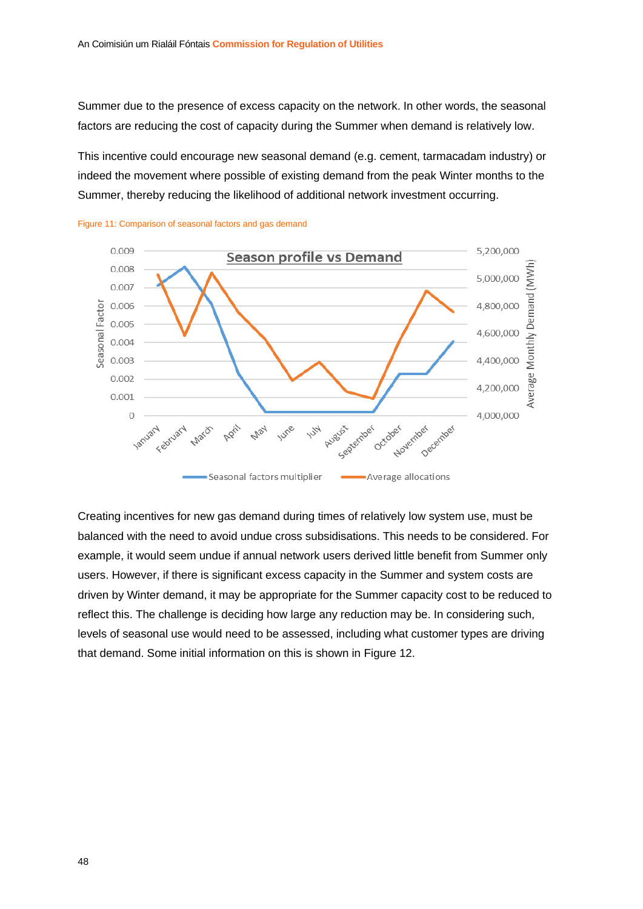Summer due to the presence of excess capacity on the network. In other words, the seasonal factors are reducing the cost of capacity during the Summer when demand is relatively low.

This incentive could encourage new seasonal demand (e.g. cement, tarmacadam industry) or indeed the movement where possible of existing demand from the peak Winter months to the Summer, thereby reducing the likelihood of additional network investment occurring.

Figure 11: Comparison of seasonal factors and gas demand

Creating incentives for new gas demand during times of relatively low system use, must be balanced with the need to avoid undue cross subsidisations. This needs to be considered. For example, it would seem undue if annual network users derived little benefit from Summer only users. However, if there is significant excess capacity in the Summer and system costs are driven by Winter demand, it may be appropriate for the Summer capacity cost to be reduced to reflect this. The challenge is deciding how large any reduction may be. In considering such, levels of seasonal use would need to be assessed, including what customer types are driving that demand. Some initial information on this is shown in Figure 12.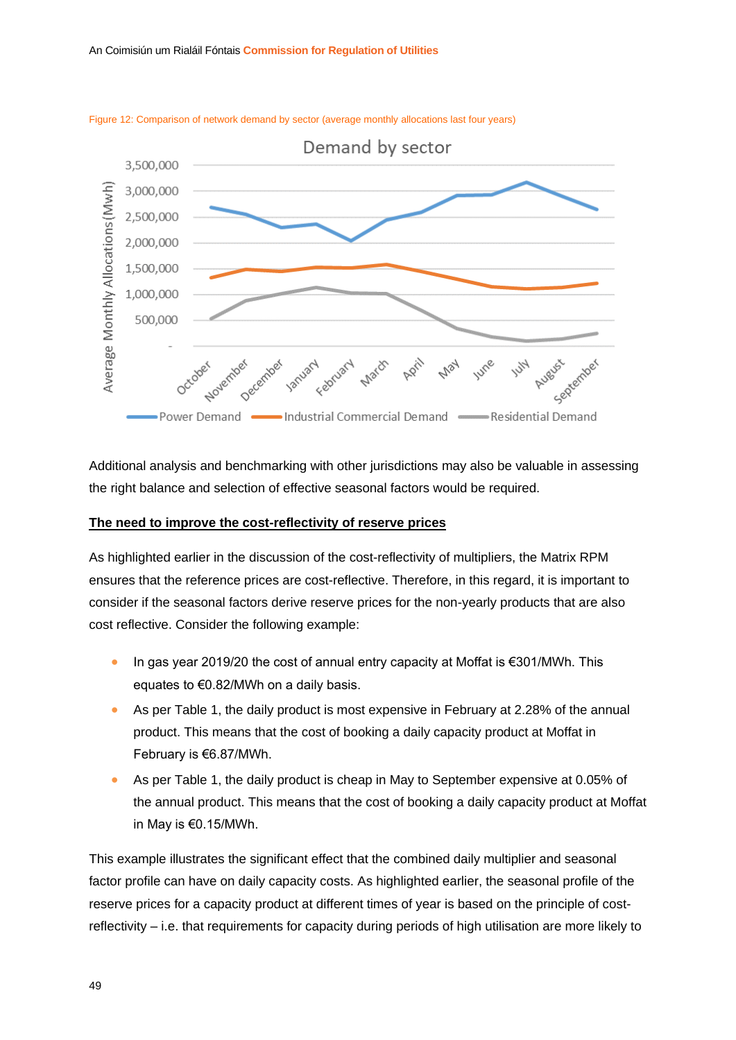Figure 12: Comparison of network demand by sector (average monthly allocations last four years)

Additional analysis and benchmarking with other jurisdictions may also be valuable in assessing the right balance and selection of effective seasonal factors would be required.

**The need to improve the cost-reflectivity of reserve prices**

As highlighted earlier in the discussion of the cost-reflectivity of multipliers, the Matrix RPM ensures that the reference prices are cost-reflective. Therefore, in this regard, it is important to consider if the seasonal factors derive reserve prices for the non-yearly products that are also cost reflective. Consider the following example:

- In gas year 2019/20 the cost of annual entry capacity at Moffat is €301/MWh. This equates to €0.82/MWh on a daily basis.
- As per Table 1, the daily product is most expensive in February at 2.28% of the annual product. This means that the cost of booking a daily capacity product at Moffat in February is €6.87/MWh.
- As per Table 1, the daily product is cheap in May to September expensive at 0.05% of the annual product. This means that the cost of booking a daily capacity product at Moffat in May is €0.15/MWh.

This example illustrates the significant effect that the combined daily multiplier and seasonal factor profile can have on daily capacity costs. As highlighted earlier, the seasonal profile of the reserve prices for a capacity product at different times of year is based on the principle of cost-reflectivity – i.e. that requirements for capacity during periods of high utilisation are more likely to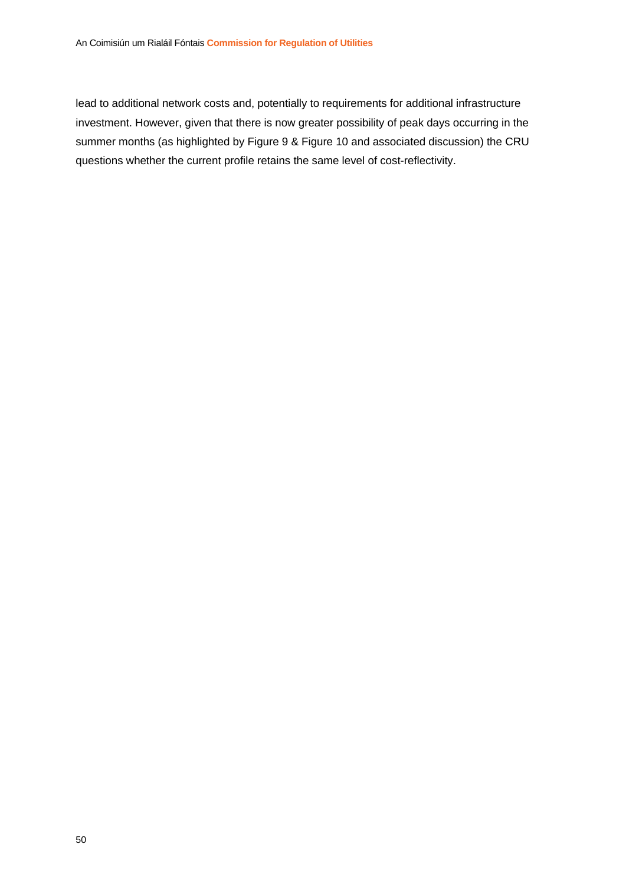lead to additional network costs and, potentially to requirements for additional infrastructure investment. However, given that there is now greater possibility of peak days occurring in the summer months (as highlighted by Figure 9 & Figure 10 and associated discussion) the CRU questions whether the current profile retains the same level of cost-reflectivity.